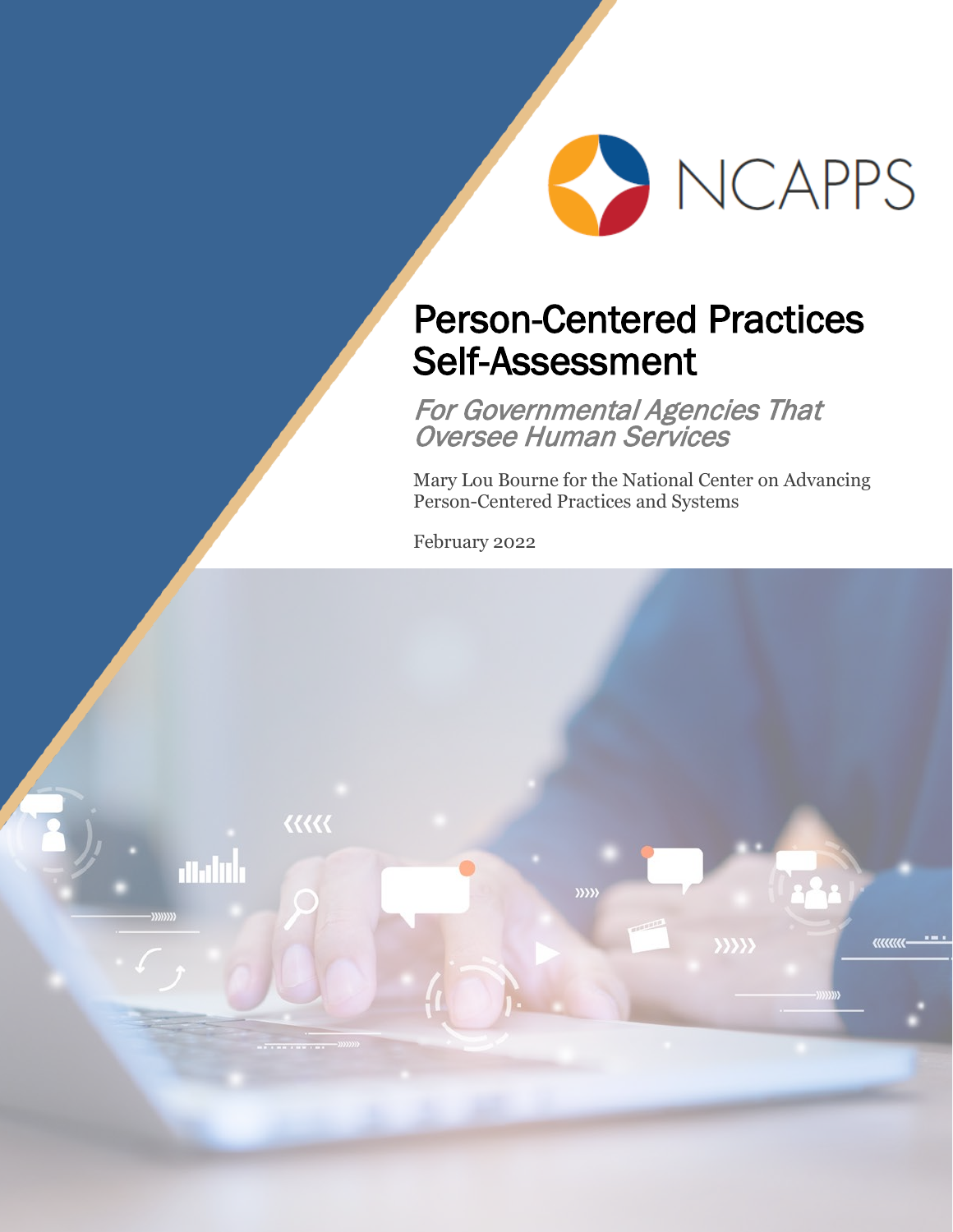NCAPPS

# Person-Centered Practices Self-Assessment

## *For Governmental Agencies That Oversee Human Services*

Mary Lou Bourne for the National Center on Advancing Person-Centered Practices and Systems

February 2022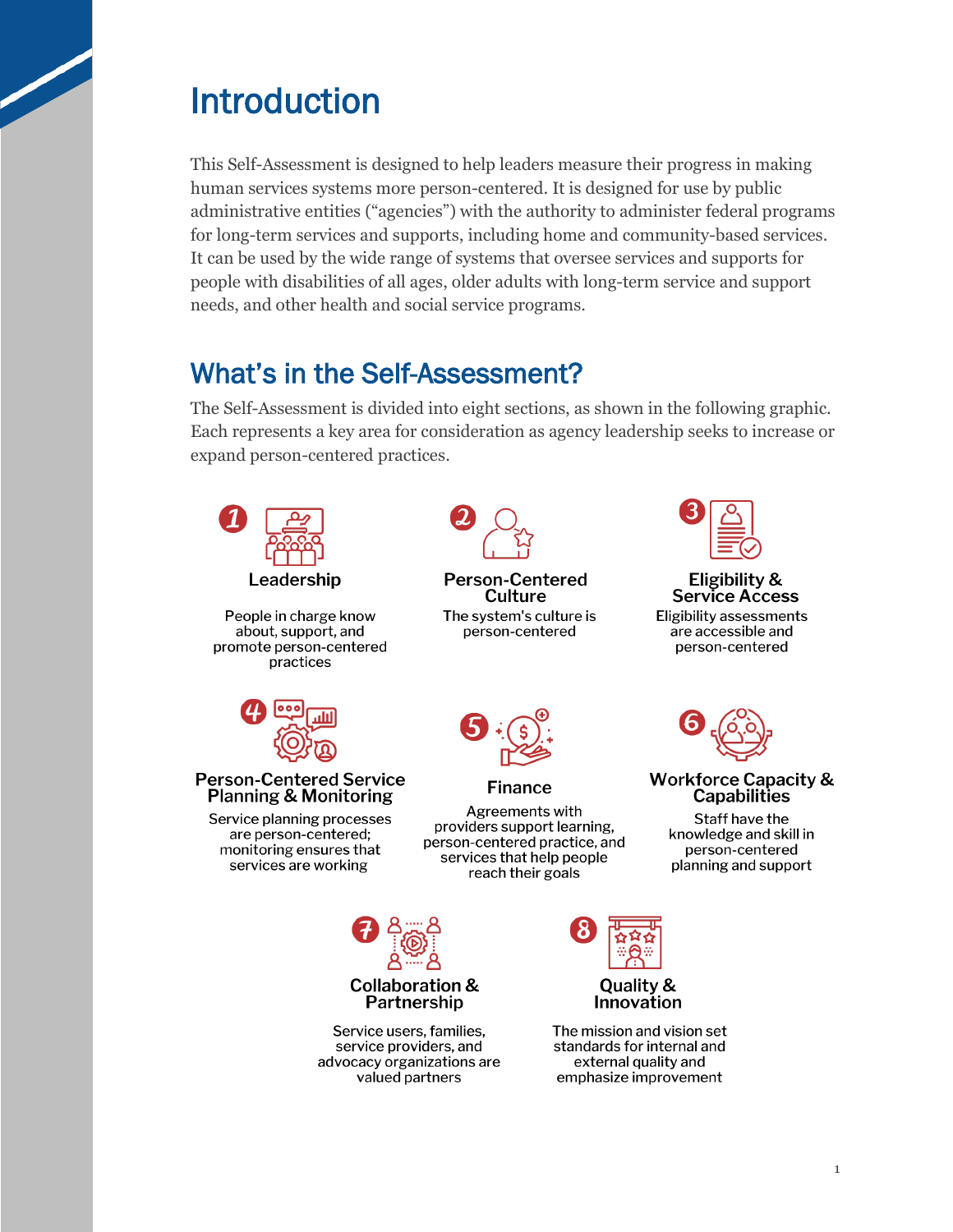# Introduction

This Self-Assessment is designed to help leaders measure their progress in making human services systems more person-centered. It is designed for use by public administrative entities ("agencies") with the authority to administer federal programs for long-term services and supports, including home and community-based services. It can be used by the wide range of systems that oversee services and supports for people with disabilities of all ages, older adults with long-term service and support needs, and other health and social service programs.

## What's in the Self-Assessment?

The Self-Assessment is divided into eight sections, as shown in the following graphic. Each represents a key area for consideration as agency leadership seeks to increase or expand person-centered practices.

1. **Leadership**
   People in charge know about, support, and promote person-centered practices

2. **Person-Centered Culture**
   The system's culture is person-centered

3. **Eligibility & Service Access**
   Eligibility assessments are accessible and person-centered

4. **Person-Centered Service Planning & Monitoring**
   Service planning processes are person-centered; monitoring ensures that services are working

5. **Finance**
   Agreements with providers support learning, person-centered practice, and services that help people reach their goals

6. **Workforce Capacity & Capabilities**
   Staff have the knowledge and skill in person-centered planning and support

7. **Collaboration & Partnership**
   Service users, families, service providers, and advocacy organizations are valued partners

8. **Quality & Innovation**
   The mission and vision set standards for internal and external quality and emphasize improvement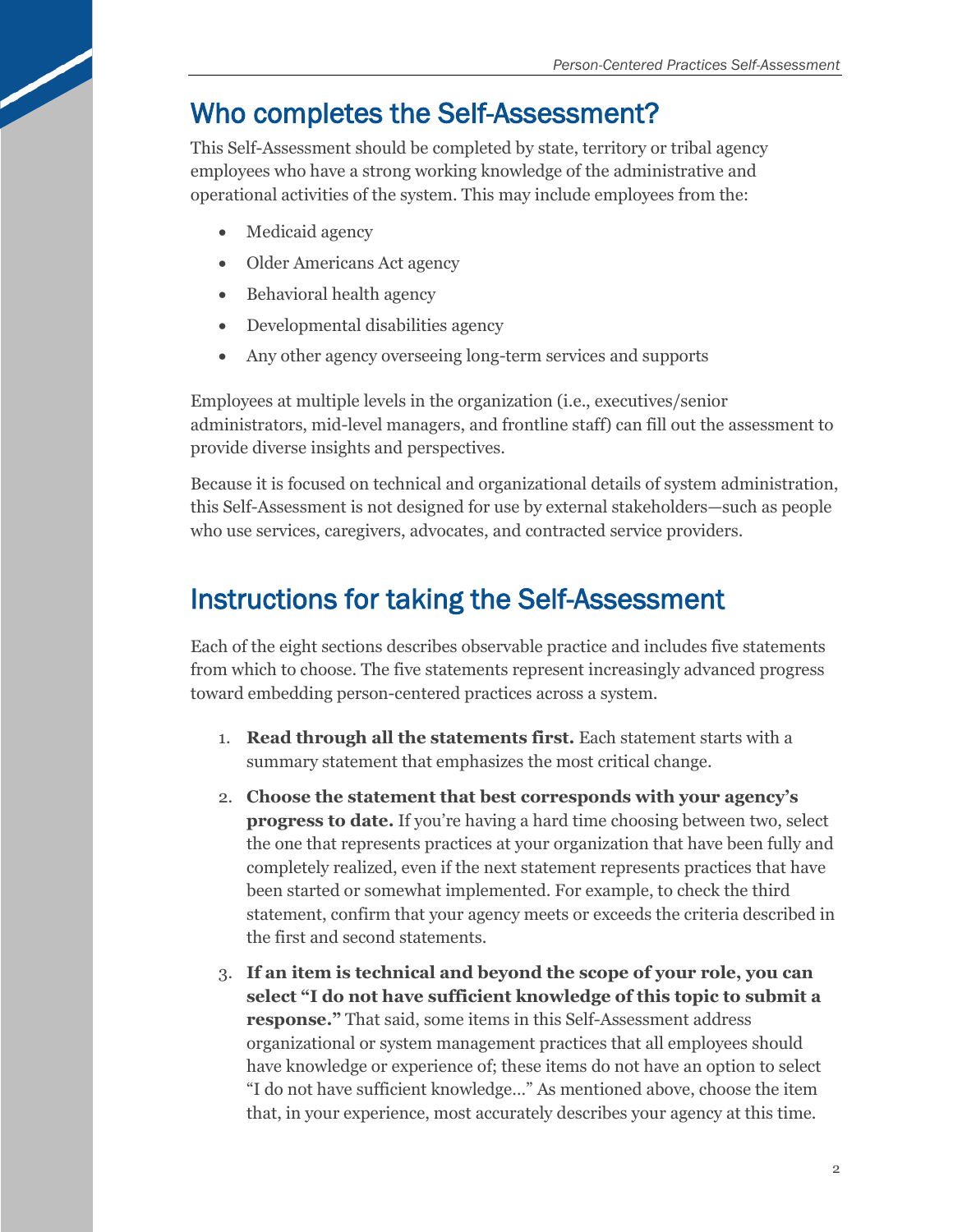## Who completes the Self-Assessment?

This Self-Assessment should be completed by state, territory or tribal agency employees who have a strong working knowledge of the administrative and operational activities of the system. This may include employees from the:

- Medicaid agency
- Older Americans Act agency
- Behavioral health agency
- Developmental disabilities agency
- Any other agency overseeing long-term services and supports

Employees at multiple levels in the organization (i.e., executives/senior administrators, mid-level managers, and frontline staff) can fill out the assessment to provide diverse insights and perspectives.

Because it is focused on technical and organizational details of system administration, this Self-Assessment is not designed for use by external stakeholders—such as people who use services, caregivers, advocates, and contracted service providers.

## Instructions for taking the Self-Assessment

Each of the eight sections describes observable practice and includes five statements from which to choose. The five statements represent increasingly advanced progress toward embedding person-centered practices across a system.

1. **Read through all the statements first.** Each statement starts with a summary statement that emphasizes the most critical change.
2. **Choose the statement that best corresponds with your agency's progress to date.** If you're having a hard time choosing between two, select the one that represents practices at your organization that have been fully and completely realized, even if the next statement represents practices that have been started or somewhat implemented. For example, to check the third statement, confirm that your agency meets or exceeds the criteria described in the first and second statements.
3. **If an item is technical and beyond the scope of your role, you can select "I do not have sufficient knowledge of this topic to submit a response."** That said, some items in this Self-Assessment address organizational or system management practices that all employees should have knowledge or experience of; these items do not have an option to select "I do not have sufficient knowledge…" As mentioned above, choose the item that, in your experience, most accurately describes your agency at this time.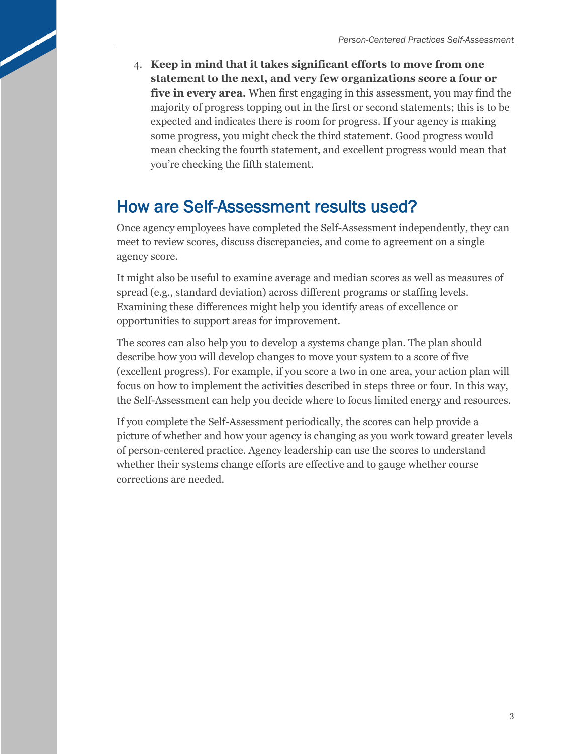4. **Keep in mind that it takes significant efforts to move from one statement to the next, and very few organizations score a four or five in every area.** When first engaging in this assessment, you may find the majority of progress topping out in the first or second statements; this is to be expected and indicates there is room for progress. If your agency is making some progress, you might check the third statement. Good progress would mean checking the fourth statement, and excellent progress would mean that you're checking the fifth statement.

## How are Self-Assessment results used?

Once agency employees have completed the Self-Assessment independently, they can meet to review scores, discuss discrepancies, and come to agreement on a single agency score.

It might also be useful to examine average and median scores as well as measures of spread (e.g., standard deviation) across different programs or staffing levels. Examining these differences might help you identify areas of excellence or opportunities to support areas for improvement.

The scores can also help you to develop a systems change plan. The plan should describe how you will develop changes to move your system to a score of five (excellent progress). For example, if you score a two in one area, your action plan will focus on how to implement the activities described in steps three or four. In this way, the Self-Assessment can help you decide where to focus limited energy and resources.

If you complete the Self-Assessment periodically, the scores can help provide a picture of whether and how your agency is changing as you work toward greater levels of person-centered practice. Agency leadership can use the scores to understand whether their systems change efforts are effective and to gauge whether course corrections are needed.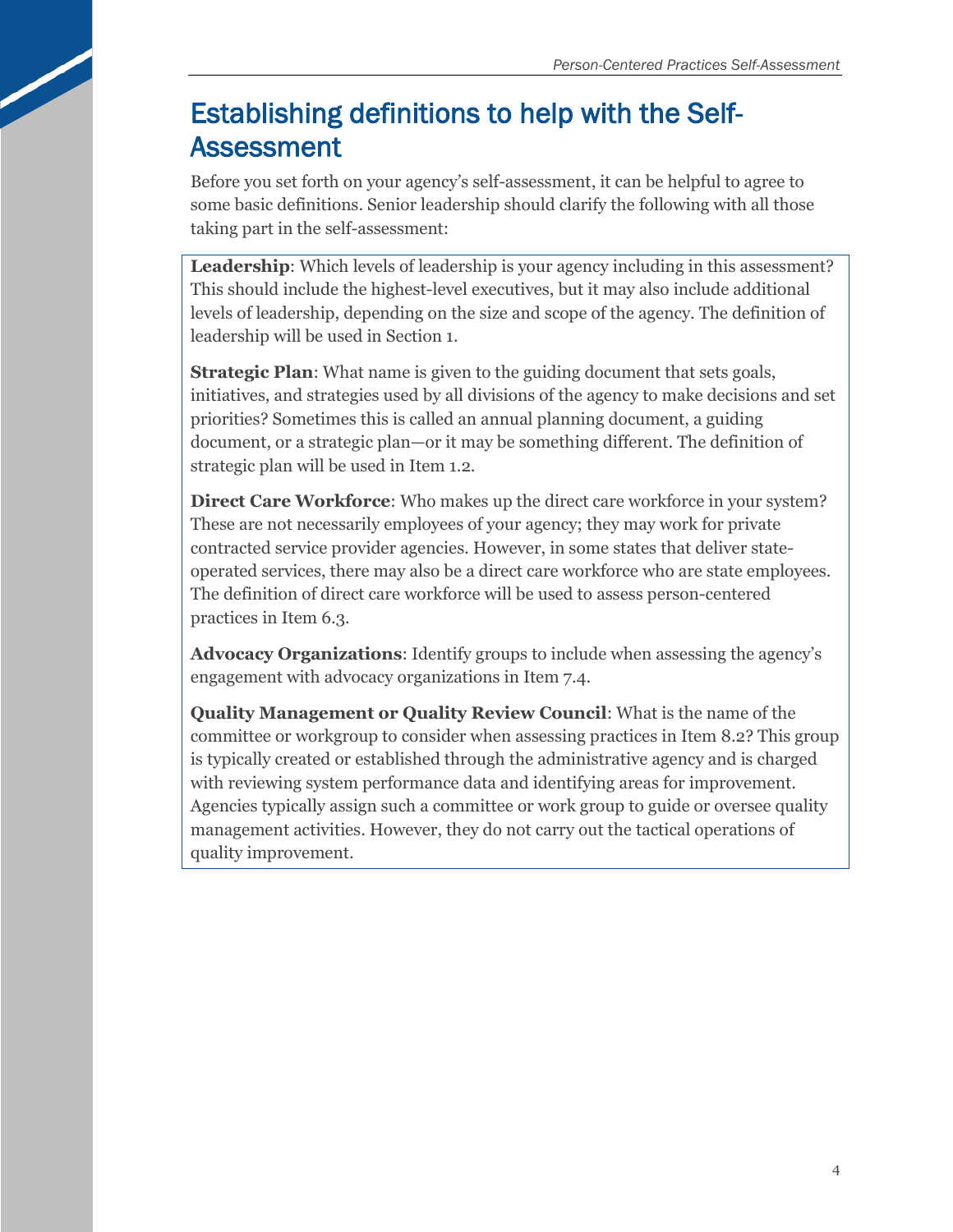## Establishing definitions to help with the Self-Assessment

Before you set forth on your agency's self-assessment, it can be helpful to agree to some basic definitions. Senior leadership should clarify the following with all those taking part in the self-assessment:

**Leadership**: Which levels of leadership is your agency including in this assessment? This should include the highest-level executives, but it may also include additional levels of leadership, depending on the size and scope of the agency. The definition of leadership will be used in Section 1.

**Strategic Plan**: What name is given to the guiding document that sets goals, initiatives, and strategies used by all divisions of the agency to make decisions and set priorities? Sometimes this is called an annual planning document, a guiding document, or a strategic plan—or it may be something different. The definition of strategic plan will be used in Item 1.2.

**Direct Care Workforce**: Who makes up the direct care workforce in your system? These are not necessarily employees of your agency; they may work for private contracted service provider agencies. However, in some states that deliver state-operated services, there may also be a direct care workforce who are state employees. The definition of direct care workforce will be used to assess person-centered practices in Item 6.3.

**Advocacy Organizations**: Identify groups to include when assessing the agency's engagement with advocacy organizations in Item 7.4.

**Quality Management or Quality Review Council**: What is the name of the committee or workgroup to consider when assessing practices in Item 8.2? This group is typically created or established through the administrative agency and is charged with reviewing system performance data and identifying areas for improvement. Agencies typically assign such a committee or work group to guide or oversee quality management activities. However, they do not carry out the tactical operations of quality improvement.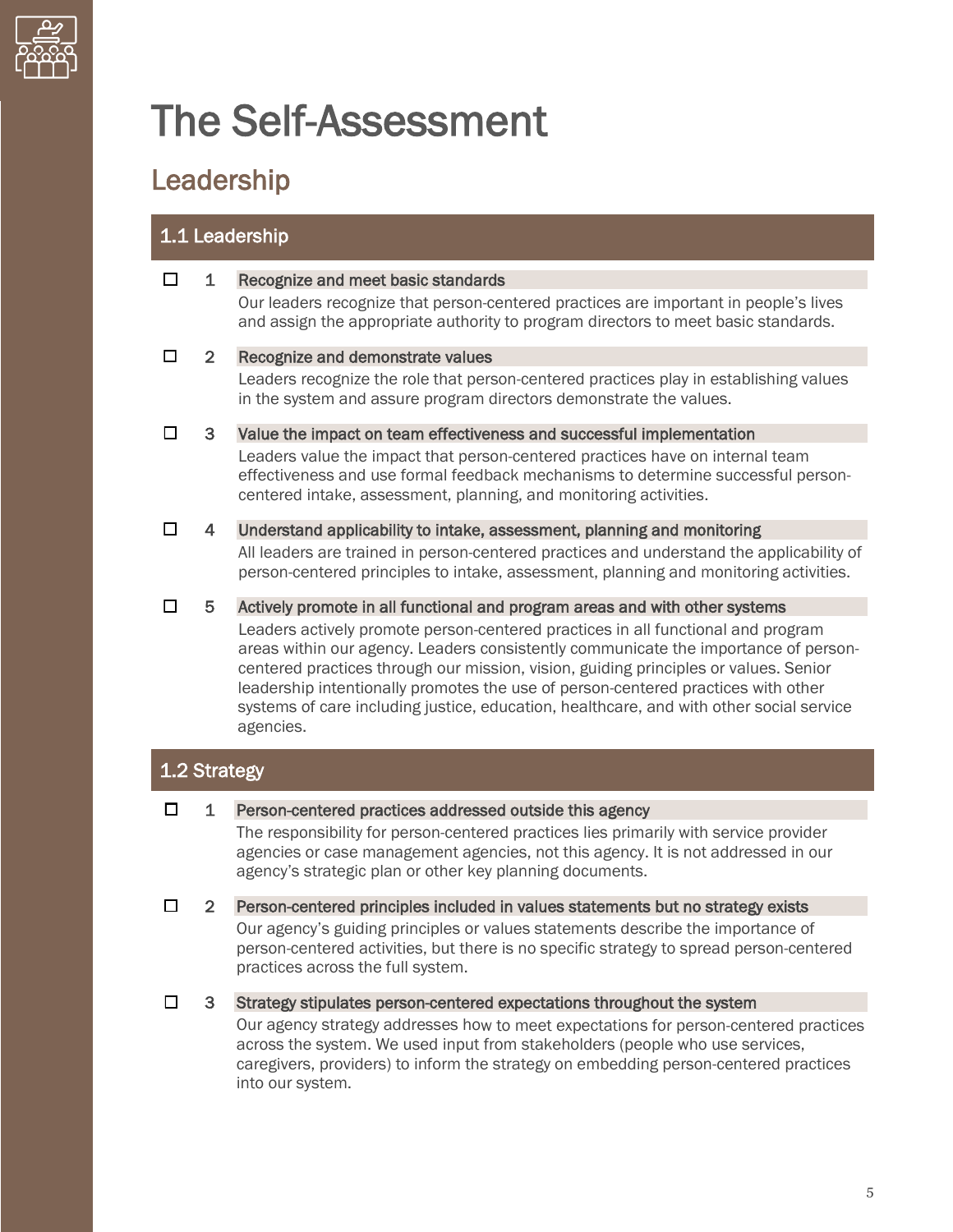# The Self-Assessment

## Leadership

### 1.1 Leadership

☐ 1 **Recognize and meet basic standards**

Our leaders recognize that person-centered practices are important in people's lives and assign the appropriate authority to program directors to meet basic standards.

☐ 2 **Recognize and demonstrate values**

Leaders recognize the role that person-centered practices play in establishing values in the system and assure program directors demonstrate the values.

☐ 3 **Value the impact on team effectiveness and successful implementation**

Leaders value the impact that person-centered practices have on internal team effectiveness and use formal feedback mechanisms to determine successful person-centered intake, assessment, planning, and monitoring activities.

☐ 4 **Understand applicability to intake, assessment, planning and monitoring**

All leaders are trained in person-centered practices and understand the applicability of person-centered principles to intake, assessment, planning and monitoring activities.

☐ 5 **Actively promote in all functional and program areas and with other systems**

Leaders actively promote person-centered practices in all functional and program areas within our agency. Leaders consistently communicate the importance of person-centered practices through our mission, vision, guiding principles or values. Senior leadership intentionally promotes the use of person-centered practices with other systems of care including justice, education, healthcare, and with other social service agencies.

### 1.2 Strategy

☐ 1 **Person-centered practices addressed outside this agency**

The responsibility for person-centered practices lies primarily with service provider agencies or case management agencies, not this agency. It is not addressed in our agency's strategic plan or other key planning documents.

☐ 2 **Person-centered principles included in values statements but no strategy exists**

Our agency's guiding principles or values statements describe the importance of person-centered activities, but there is no specific strategy to spread person-centered practices across the full system.

☐ 3 **Strategy stipulates person-centered expectations throughout the system**

Our agency strategy addresses how to meet expectations for person-centered practices across the system. We used input from stakeholders (people who use services, caregivers, providers) to inform the strategy on embedding person-centered practices into our system.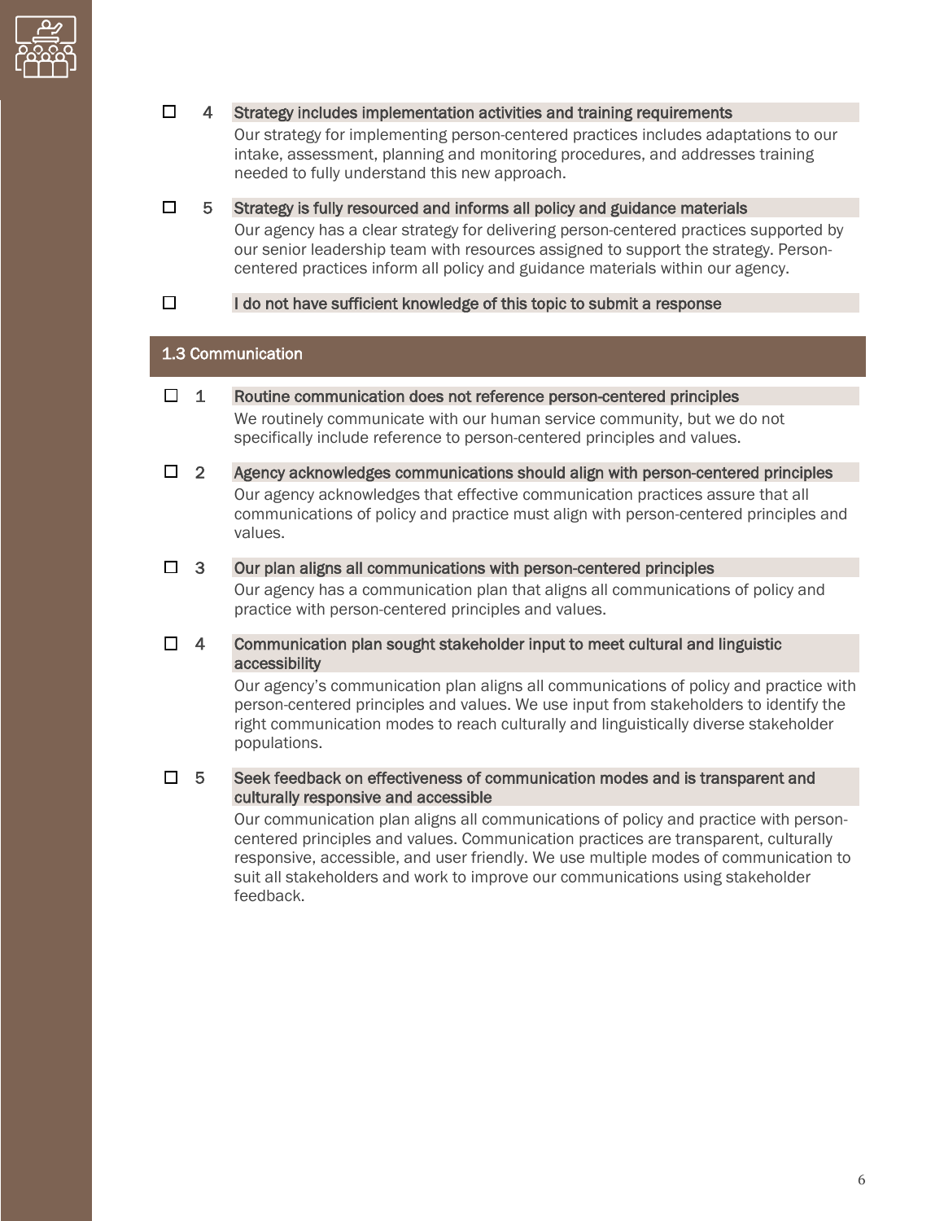- ☐ **4** **Strategy includes implementation activities and training requirements**
  Our strategy for implementing person-centered practices includes adaptations to our intake, assessment, planning and monitoring procedures, and addresses training needed to fully understand this new approach.

- ☐ **5** **Strategy is fully resourced and informs all policy and guidance materials**
  Our agency has a clear strategy for delivering person-centered practices supported by our senior leadership team with resources assigned to support the strategy. Person-centered practices inform all policy and guidance materials within our agency.

- ☐ **I do not have sufficient knowledge of this topic to submit a response**

## 1.3 Communication

- ☐ **1** **Routine communication does not reference person-centered principles**
  We routinely communicate with our human service community, but we do not specifically include reference to person-centered principles and values.

- ☐ **2** **Agency acknowledges communications should align with person-centered principles**
  Our agency acknowledges that effective communication practices assure that all communications of policy and practice must align with person-centered principles and values.

- ☐ **3** **Our plan aligns all communications with person-centered principles**
  Our agency has a communication plan that aligns all communications of policy and practice with person-centered principles and values.

- ☐ **4** **Communication plan sought stakeholder input to meet cultural and linguistic accessibility**
  Our agency's communication plan aligns all communications of policy and practice with person-centered principles and values. We use input from stakeholders to identify the right communication modes to reach culturally and linguistically diverse stakeholder populations.

- ☐ **5** **Seek feedback on effectiveness of communication modes and is transparent and culturally responsive and accessible**
  Our communication plan aligns all communications of policy and practice with person-centered principles and values. Communication practices are transparent, culturally responsive, accessible, and user friendly. We use multiple modes of communication to suit all stakeholders and work to improve our communications using stakeholder feedback.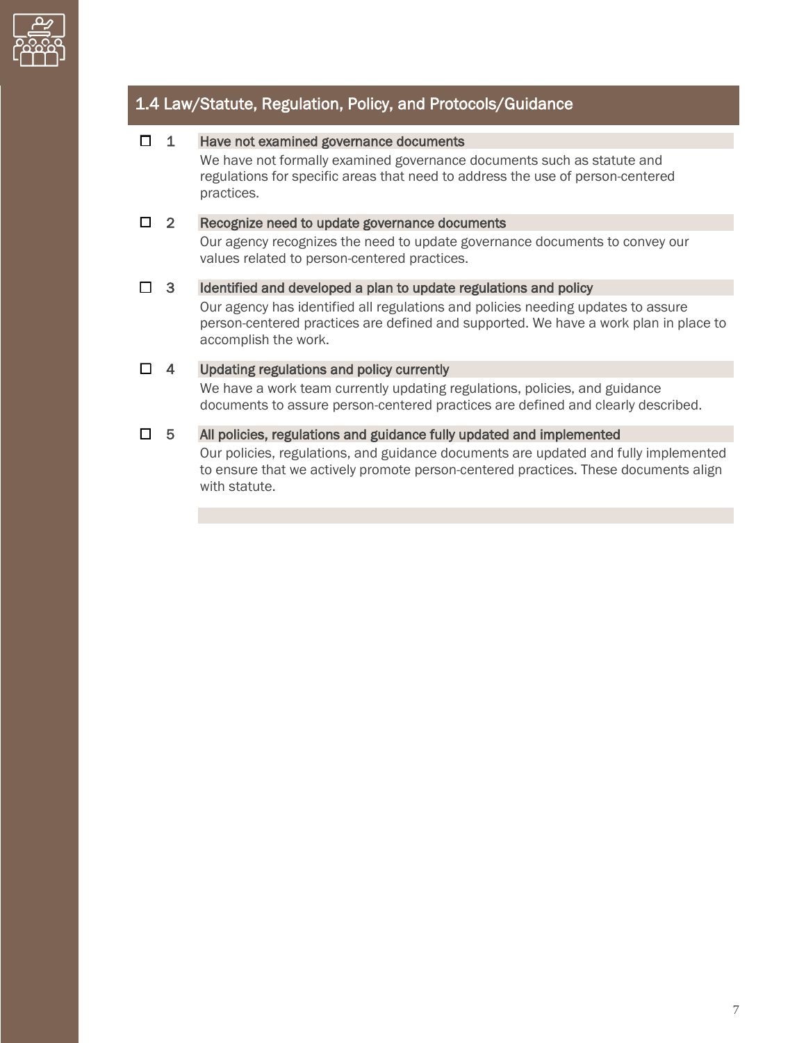## 1.4 Law/Statute, Regulation, Policy, and Protocols/Guidance

☐ 1 **Have not examined governance documents**

We have not formally examined governance documents such as statute and regulations for specific areas that need to address the use of person-centered practices.

☐ 2 **Recognize need to update governance documents**

Our agency recognizes the need to update governance documents to convey our values related to person-centered practices.

☐ 3 **Identified and developed a plan to update regulations and policy**

Our agency has identified all regulations and policies needing updates to assure person-centered practices are defined and supported. We have a work plan in place to accomplish the work.

☐ 4 **Updating regulations and policy currently**

We have a work team currently updating regulations, policies, and guidance documents to assure person-centered practices are defined and clearly described.

☐ 5 **All policies, regulations and guidance fully updated and implemented**

Our policies, regulations, and guidance documents are updated and fully implemented to ensure that we actively promote person-centered practices. These documents align with statute.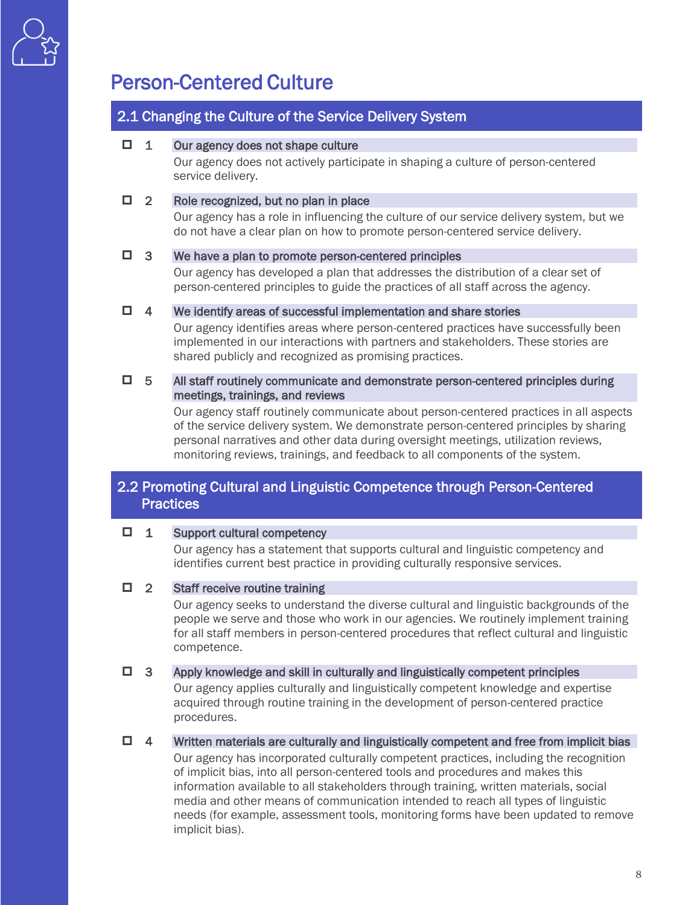# Person-Centered Culture

## 2.1 Changing the Culture of the Service Delivery System

- ☐ 1 **Our agency does not shape culture**
  Our agency does not actively participate in shaping a culture of person-centered service delivery.

- ☐ 2 **Role recognized, but no plan in place**
  Our agency has a role in influencing the culture of our service delivery system, but we do not have a clear plan on how to promote person-centered service delivery.

- ☐ 3 **We have a plan to promote person-centered principles**
  Our agency has developed a plan that addresses the distribution of a clear set of person-centered principles to guide the practices of all staff across the agency.

- ☐ 4 **We identify areas of successful implementation and share stories**
  Our agency identifies areas where person-centered practices have successfully been implemented in our interactions with partners and stakeholders. These stories are shared publicly and recognized as promising practices.

- ☐ 5 **All staff routinely communicate and demonstrate person-centered principles during meetings, trainings, and reviews**
  Our agency staff routinely communicate about person-centered practices in all aspects of the service delivery system. We demonstrate person-centered principles by sharing personal narratives and other data during oversight meetings, utilization reviews, monitoring reviews, trainings, and feedback to all components of the system.

## 2.2 Promoting Cultural and Linguistic Competence through Person-Centered Practices

- ☐ 1 **Support cultural competency**
  Our agency has a statement that supports cultural and linguistic competency and identifies current best practice in providing culturally responsive services.

- ☐ 2 **Staff receive routine training**
  Our agency seeks to understand the diverse cultural and linguistic backgrounds of the people we serve and those who work in our agencies. We routinely implement training for all staff members in person-centered procedures that reflect cultural and linguistic competence.

- ☐ 3 **Apply knowledge and skill in culturally and linguistically competent principles**
  Our agency applies culturally and linguistically competent knowledge and expertise acquired through routine training in the development of person-centered practice procedures.

- ☐ 4 **Written materials are culturally and linguistically competent and free from implicit bias**
  Our agency has incorporated culturally competent practices, including the recognition of implicit bias, into all person-centered tools and procedures and makes this information available to all stakeholders through training, written materials, social media and other means of communication intended to reach all types of linguistic needs (for example, assessment tools, monitoring forms have been updated to remove implicit bias).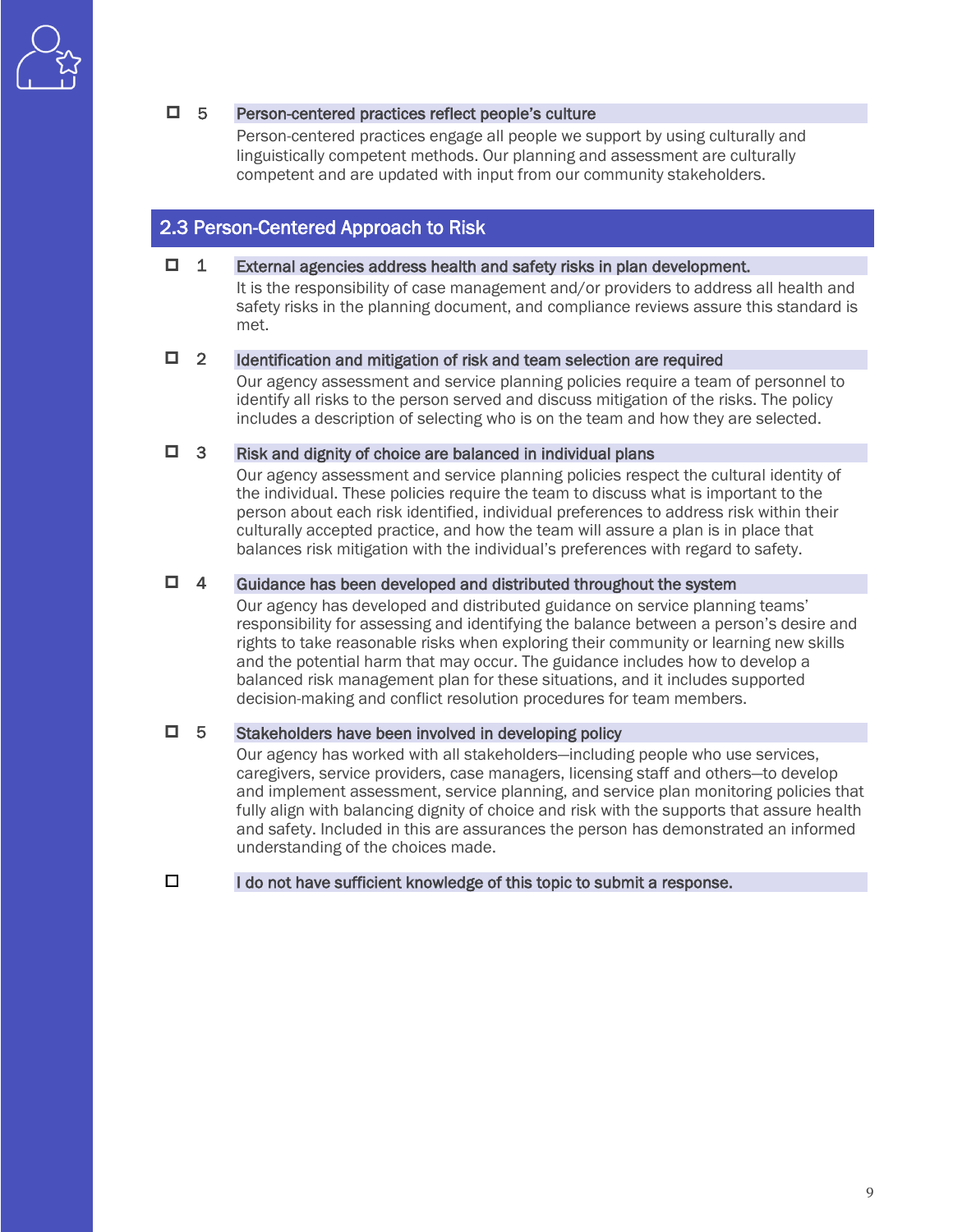- ☐ 5 **Person-centered practices reflect people's culture**
  Person-centered practices engage all people we support by using culturally and linguistically competent methods. Our planning and assessment are culturally competent and are updated with input from our community stakeholders.

## 2.3 Person-Centered Approach to Risk

- ☐ 1 **External agencies address health and safety risks in plan development.**
  It is the responsibility of case management and/or providers to address all health and safety risks in the planning document, and compliance reviews assure this standard is met.

- ☐ 2 **Identification and mitigation of risk and team selection are required**
  Our agency assessment and service planning policies require a team of personnel to identify all risks to the person served and discuss mitigation of the risks. The policy includes a description of selecting who is on the team and how they are selected.

- ☐ 3 **Risk and dignity of choice are balanced in individual plans**
  Our agency assessment and service planning policies respect the cultural identity of the individual. These policies require the team to discuss what is important to the person about each risk identified, individual preferences to address risk within their culturally accepted practice, and how the team will assure a plan is in place that balances risk mitigation with the individual's preferences with regard to safety.

- ☐ 4 **Guidance has been developed and distributed throughout the system**
  Our agency has developed and distributed guidance on service planning teams' responsibility for assessing and identifying the balance between a person's desire and rights to take reasonable risks when exploring their community or learning new skills and the potential harm that may occur. The guidance includes how to develop a balanced risk management plan for these situations, and it includes supported decision-making and conflict resolution procedures for team members.

- ☐ 5 **Stakeholders have been involved in developing policy**
  Our agency has worked with all stakeholders—including people who use services, caregivers, service providers, case managers, licensing staff and others—to develop and implement assessment, service planning, and service plan monitoring policies that fully align with balancing dignity of choice and risk with the supports that assure health and safety. Included in this are assurances the person has demonstrated an informed understanding of the choices made.

- ☐ **I do not have sufficient knowledge of this topic to submit a response.**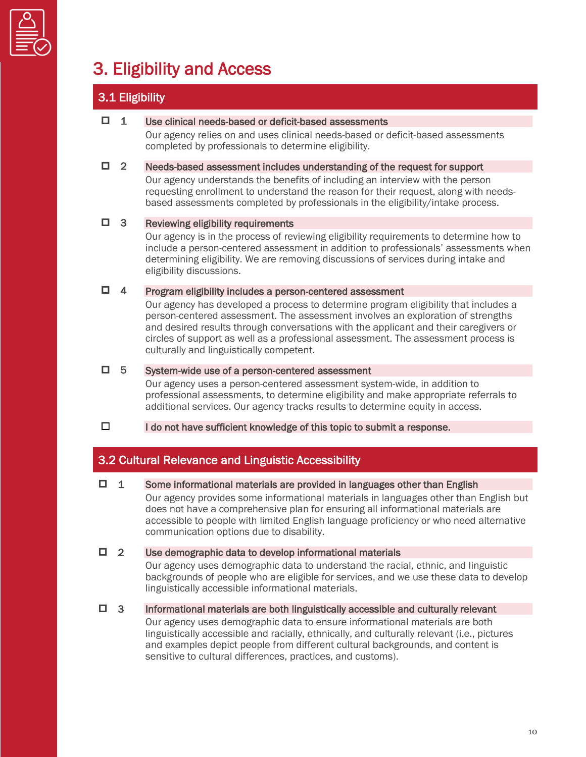# 3. Eligibility and Access

## 3.1 Eligibility

- ☐ 1 **Use clinical needs-based or deficit-based assessments**
  Our agency relies on and uses clinical needs-based or deficit-based assessments completed by professionals to determine eligibility.

- ☐ 2 **Needs-based assessment includes understanding of the request for support**
  Our agency understands the benefits of including an interview with the person requesting enrollment to understand the reason for their request, along with needs-based assessments completed by professionals in the eligibility/intake process.

- ☐ 3 **Reviewing eligibility requirements**
  Our agency is in the process of reviewing eligibility requirements to determine how to include a person-centered assessment in addition to professionals' assessments when determining eligibility. We are removing discussions of services during intake and eligibility discussions.

- ☐ 4 **Program eligibility includes a person-centered assessment**
  Our agency has developed a process to determine program eligibility that includes a person-centered assessment. The assessment involves an exploration of strengths and desired results through conversations with the applicant and their caregivers or circles of support as well as a professional assessment. The assessment process is culturally and linguistically competent.

- ☐ 5 **System-wide use of a person-centered assessment**
  Our agency uses a person-centered assessment system-wide, in addition to professional assessments, to determine eligibility and make appropriate referrals to additional services. Our agency tracks results to determine equity in access.

- ☐ **I do not have sufficient knowledge of this topic to submit a response.**

## 3.2 Cultural Relevance and Linguistic Accessibility

- ☐ 1 **Some informational materials are provided in languages other than English**
  Our agency provides some informational materials in languages other than English but does not have a comprehensive plan for ensuring all informational materials are accessible to people with limited English language proficiency or who need alternative communication options due to disability.

- ☐ 2 **Use demographic data to develop informational materials**
  Our agency uses demographic data to understand the racial, ethnic, and linguistic backgrounds of people who are eligible for services, and we use these data to develop linguistically accessible informational materials.

- ☐ 3 **Informational materials are both linguistically accessible and culturally relevant**
  Our agency uses demographic data to ensure informational materials are both linguistically accessible and racially, ethnically, and culturally relevant (i.e., pictures and examples depict people from different cultural backgrounds, and content is sensitive to cultural differences, practices, and customs).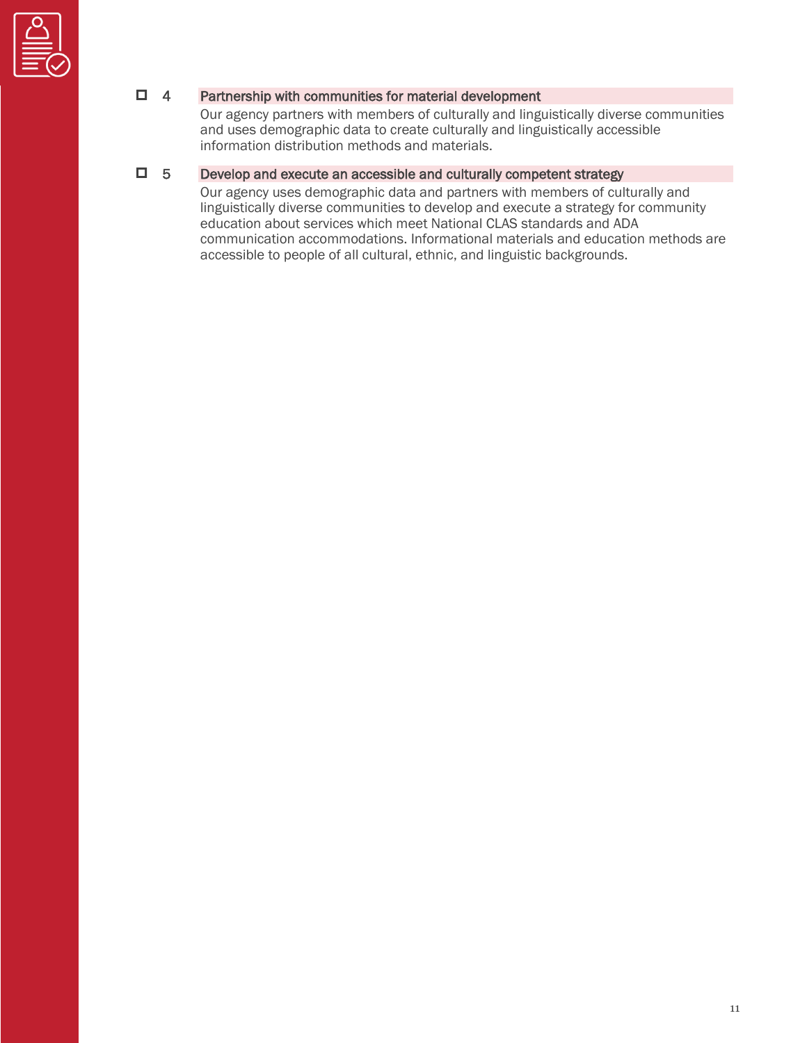- [ ] 4 **Partnership with communities for material development**

  Our agency partners with members of culturally and linguistically diverse communities and uses demographic data to create culturally and linguistically accessible information distribution methods and materials.

- [ ] 5 **Develop and execute an accessible and culturally competent strategy**

  Our agency uses demographic data and partners with members of culturally and linguistically diverse communities to develop and execute a strategy for community education about services which meet National CLAS standards and ADA communication accommodations. Informational materials and education methods are accessible to people of all cultural, ethnic, and linguistic backgrounds.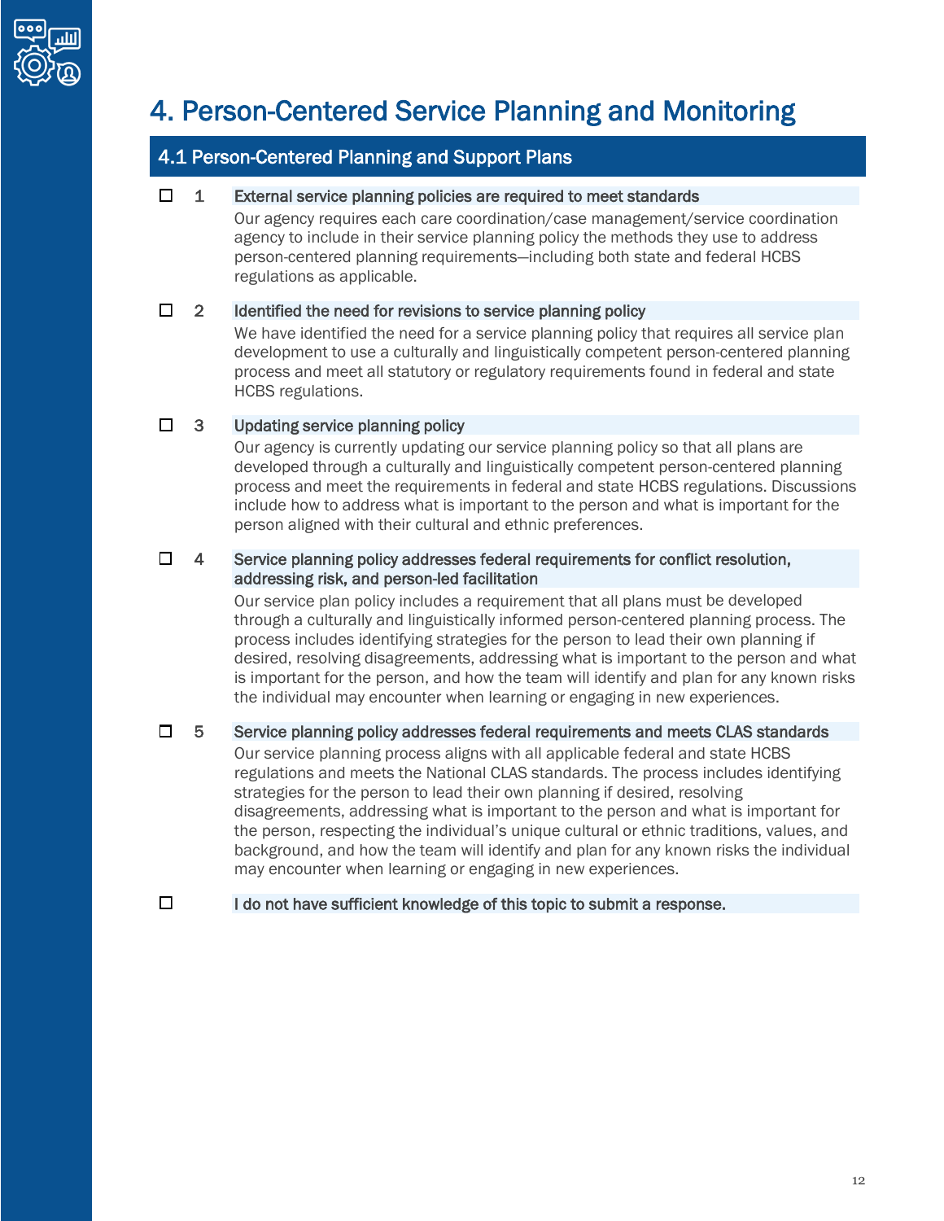# 4. Person-Centered Service Planning and Monitoring

## 4.1 Person-Centered Planning and Support Plans

☐ 1 **External service planning policies are required to meet standards**

Our agency requires each care coordination/case management/service coordination agency to include in their service planning policy the methods they use to address person-centered planning requirements—including both state and federal HCBS regulations as applicable.

☐ 2 **Identified the need for revisions to service planning policy**

We have identified the need for a service planning policy that requires all service plan development to use a culturally and linguistically competent person-centered planning process and meet all statutory or regulatory requirements found in federal and state HCBS regulations.

☐ 3 **Updating service planning policy**

Our agency is currently updating our service planning policy so that all plans are developed through a culturally and linguistically competent person-centered planning process and meet the requirements in federal and state HCBS regulations. Discussions include how to address what is important to the person and what is important for the person aligned with their cultural and ethnic preferences.

☐ 4 **Service planning policy addresses federal requirements for conflict resolution, addressing risk, and person-led facilitation**

Our service plan policy includes a requirement that all plans must be developed through a culturally and linguistically informed person-centered planning process. The process includes identifying strategies for the person to lead their own planning if desired, resolving disagreements, addressing what is important to the person and what is important for the person, and how the team will identify and plan for any known risks the individual may encounter when learning or engaging in new experiences.

☐ 5 **Service planning policy addresses federal requirements and meets CLAS standards**

Our service planning process aligns with all applicable federal and state HCBS regulations and meets the National CLAS standards. The process includes identifying strategies for the person to lead their own planning if desired, resolving disagreements, addressing what is important to the person and what is important for the person, respecting the individual's unique cultural or ethnic traditions, values, and background, and how the team will identify and plan for any known risks the individual may encounter when learning or engaging in new experiences.

☐ **I do not have sufficient knowledge of this topic to submit a response.**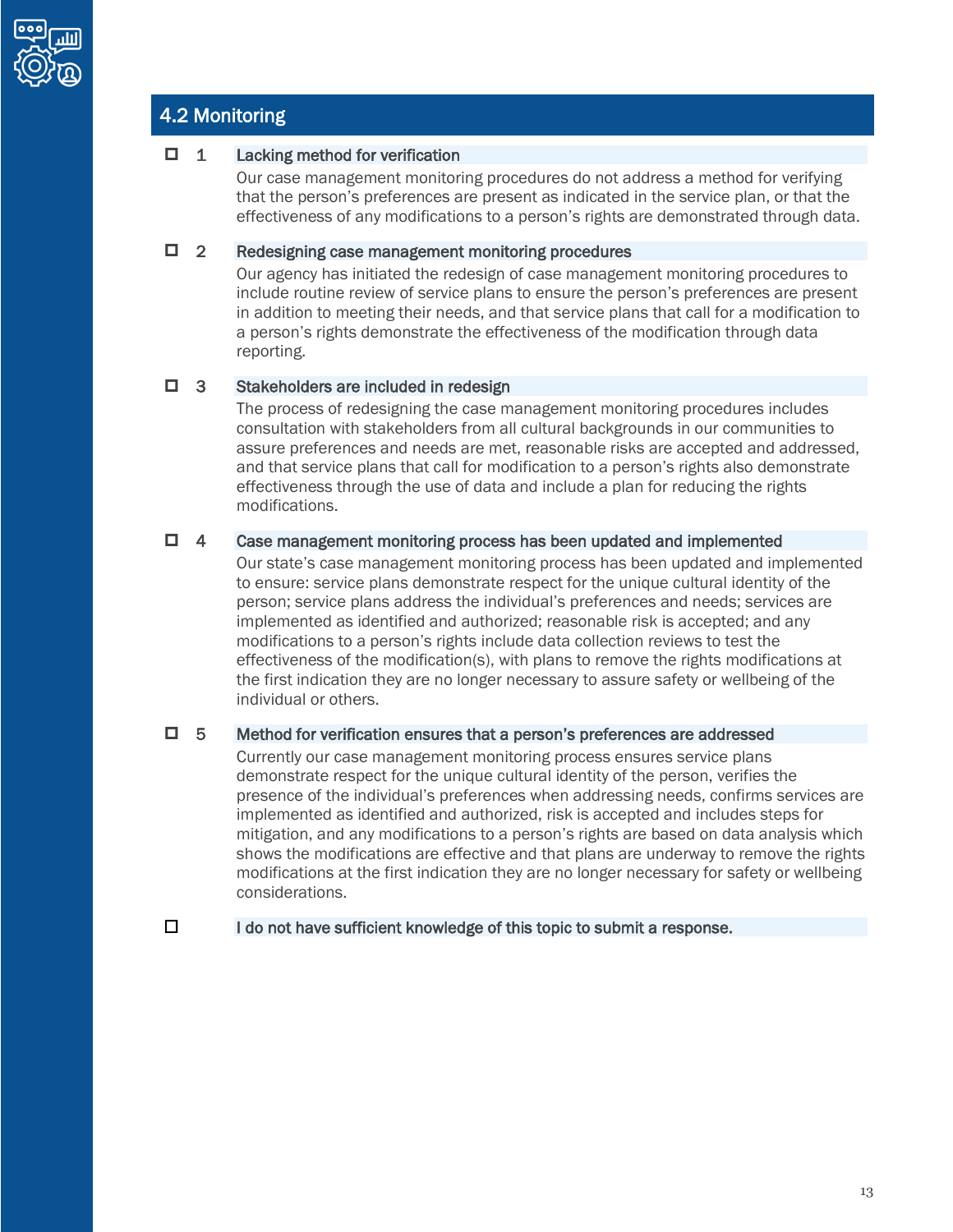## 4.2 Monitoring

- ☐ **1 Lacking method for verification**

  Our case management monitoring procedures do not address a method for verifying that the person's preferences are present as indicated in the service plan, or that the effectiveness of any modifications to a person's rights are demonstrated through data.

- ☐ **2 Redesigning case management monitoring procedures**

  Our agency has initiated the redesign of case management monitoring procedures to include routine review of service plans to ensure the person's preferences are present in addition to meeting their needs, and that service plans that call for a modification to a person's rights demonstrate the effectiveness of the modification through data reporting.

- ☐ **3 Stakeholders are included in redesign**

  The process of redesigning the case management monitoring procedures includes consultation with stakeholders from all cultural backgrounds in our communities to assure preferences and needs are met, reasonable risks are accepted and addressed, and that service plans that call for modification to a person's rights also demonstrate effectiveness through the use of data and include a plan for reducing the rights modifications.

- ☐ **4 Case management monitoring process has been updated and implemented**

  Our state's case management monitoring process has been updated and implemented to ensure: service plans demonstrate respect for the unique cultural identity of the person; service plans address the individual's preferences and needs; services are implemented as identified and authorized; reasonable risk is accepted; and any modifications to a person's rights include data collection reviews to test the effectiveness of the modification(s), with plans to remove the rights modifications at the first indication they are no longer necessary to assure safety or wellbeing of the individual or others.

- ☐ **5 Method for verification ensures that a person's preferences are addressed**

  Currently our case management monitoring process ensures service plans demonstrate respect for the unique cultural identity of the person, verifies the presence of the individual's preferences when addressing needs, confirms services are implemented as identified and authorized, risk is accepted and includes steps for mitigation, and any modifications to a person's rights are based on data analysis which shows the modifications are effective and that plans are underway to remove the rights modifications at the first indication they are no longer necessary for safety or wellbeing considerations.

- ☐ **I do not have sufficient knowledge of this topic to submit a response.**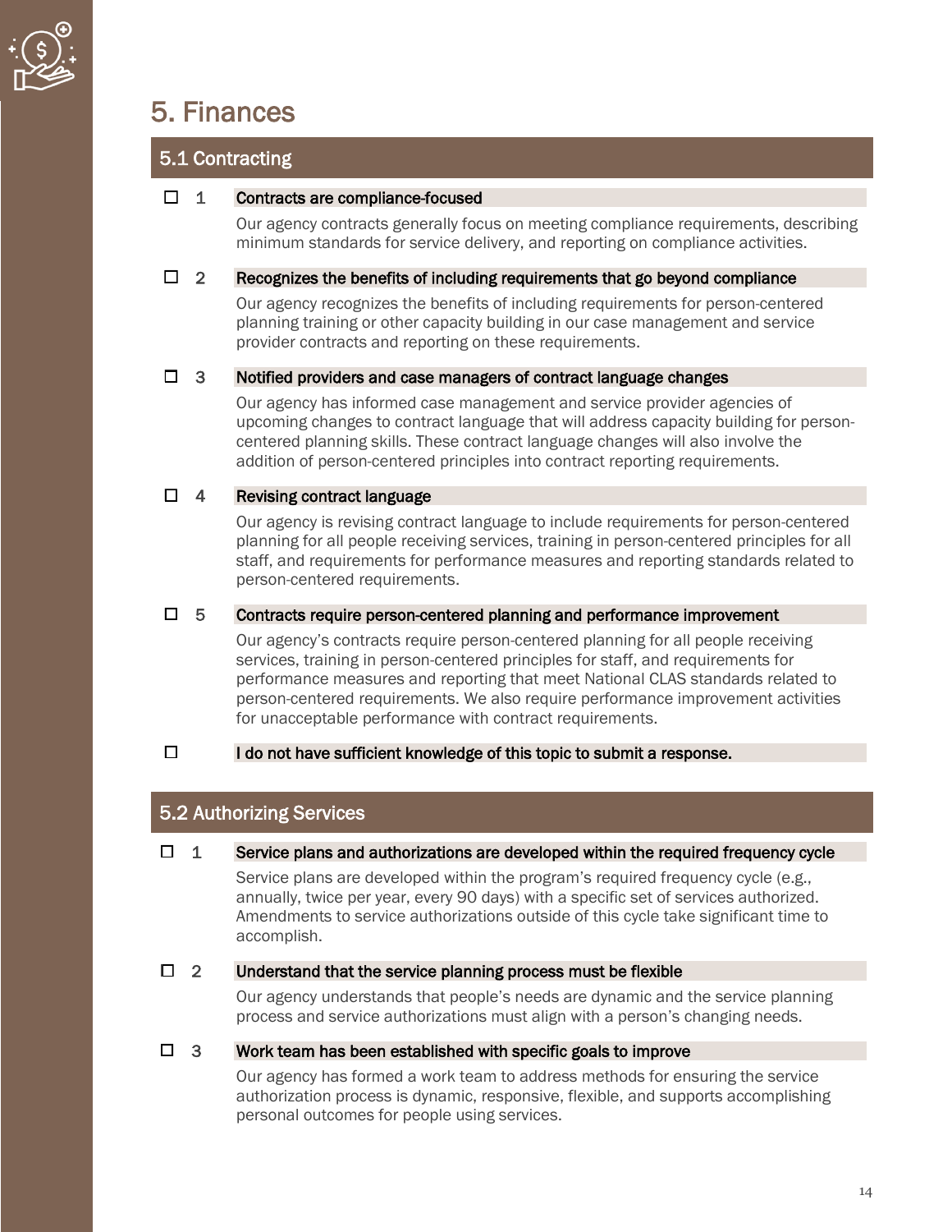# 5. Finances

## 5.1 Contracting

- ☐ **1** **Contracts are compliance-focused**

  Our agency contracts generally focus on meeting compliance requirements, describing minimum standards for service delivery, and reporting on compliance activities.

- ☐ **2** **Recognizes the benefits of including requirements that go beyond compliance**

  Our agency recognizes the benefits of including requirements for person-centered planning training or other capacity building in our case management and service provider contracts and reporting on these requirements.

- ☐ **3** **Notified providers and case managers of contract language changes**

  Our agency has informed case management and service provider agencies of upcoming changes to contract language that will address capacity building for person-centered planning skills. These contract language changes will also involve the addition of person-centered principles into contract reporting requirements.

- ☐ **4** **Revising contract language**

  Our agency is revising contract language to include requirements for person-centered planning for all people receiving services, training in person-centered principles for all staff, and requirements for performance measures and reporting standards related to person-centered requirements.

- ☐ **5** **Contracts require person-centered planning and performance improvement**

  Our agency's contracts require person-centered planning for all people receiving services, training in person-centered principles for staff, and requirements for performance measures and reporting that meet National CLAS standards related to person-centered requirements. We also require performance improvement activities for unacceptable performance with contract requirements.

- ☐ **I do not have sufficient knowledge of this topic to submit a response.**

## 5.2 Authorizing Services

- ☐ **1** **Service plans and authorizations are developed within the required frequency cycle**

  Service plans are developed within the program's required frequency cycle (e.g., annually, twice per year, every 90 days) with a specific set of services authorized. Amendments to service authorizations outside of this cycle take significant time to accomplish.

- ☐ **2** **Understand that the service planning process must be flexible**

  Our agency understands that people's needs are dynamic and the service planning process and service authorizations must align with a person's changing needs.

- ☐ **3** **Work team has been established with specific goals to improve**

  Our agency has formed a work team to address methods for ensuring the service authorization process is dynamic, responsive, flexible, and supports accomplishing personal outcomes for people using services.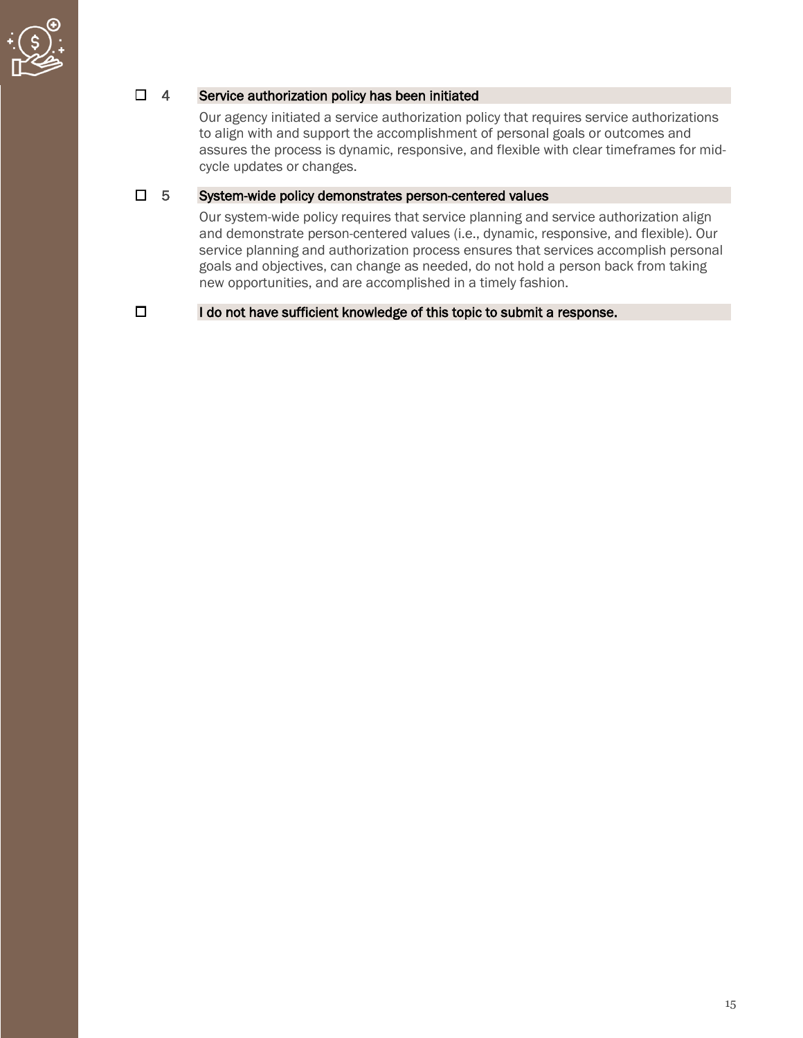- ☐ 4 **Service authorization policy has been initiated**

  Our agency initiated a service authorization policy that requires service authorizations to align with and support the accomplishment of personal goals or outcomes and assures the process is dynamic, responsive, and flexible with clear timeframes for mid-cycle updates or changes.

- ☐ 5 **System-wide policy demonstrates person-centered values**

  Our system-wide policy requires that service planning and service authorization align and demonstrate person-centered values (i.e., dynamic, responsive, and flexible). Our service planning and authorization process ensures that services accomplish personal goals and objectives, can change as needed, do not hold a person back from taking new opportunities, and are accomplished in a timely fashion.

- ☐ **I do not have sufficient knowledge of this topic to submit a response.**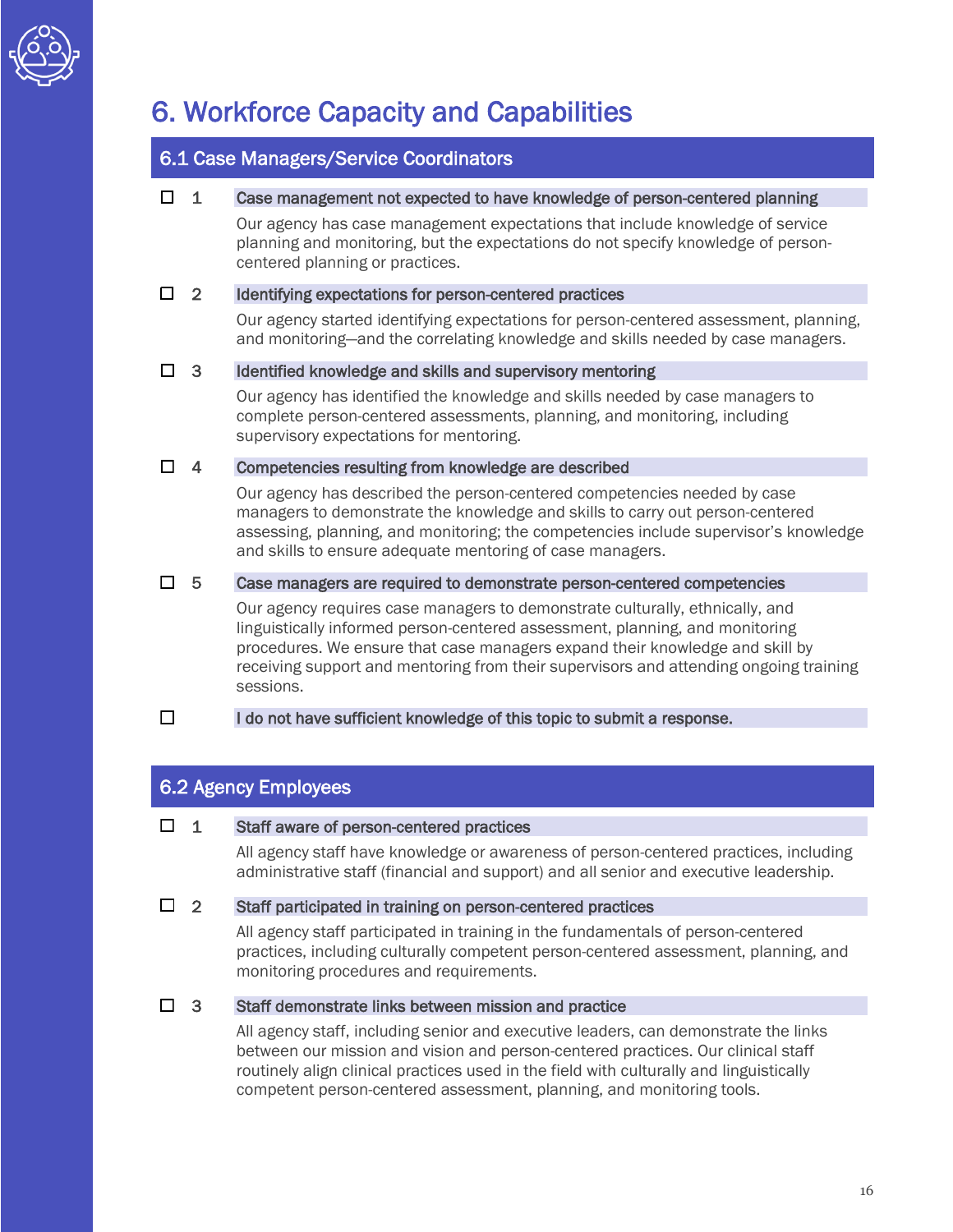# 6. Workforce Capacity and Capabilities

## 6.1 Case Managers/Service Coordinators

☐ 1 **Case management not expected to have knowledge of person-centered planning**

Our agency has case management expectations that include knowledge of service planning and monitoring, but the expectations do not specify knowledge of person-centered planning or practices.

☐ 2 **Identifying expectations for person-centered practices**

Our agency started identifying expectations for person-centered assessment, planning, and monitoring—and the correlating knowledge and skills needed by case managers.

☐ 3 **Identified knowledge and skills and supervisory mentoring**

Our agency has identified the knowledge and skills needed by case managers to complete person-centered assessments, planning, and monitoring, including supervisory expectations for mentoring.

☐ 4 **Competencies resulting from knowledge are described**

Our agency has described the person-centered competencies needed by case managers to demonstrate the knowledge and skills to carry out person-centered assessing, planning, and monitoring; the competencies include supervisor's knowledge and skills to ensure adequate mentoring of case managers.

☐ 5 **Case managers are required to demonstrate person-centered competencies**

Our agency requires case managers to demonstrate culturally, ethnically, and linguistically informed person-centered assessment, planning, and monitoring procedures. We ensure that case managers expand their knowledge and skill by receiving support and mentoring from their supervisors and attending ongoing training sessions.

☐ **I do not have sufficient knowledge of this topic to submit a response.**

## 6.2 Agency Employees

☐ 1 **Staff aware of person-centered practices**

All agency staff have knowledge or awareness of person-centered practices, including administrative staff (financial and support) and all senior and executive leadership.

☐ 2 **Staff participated in training on person-centered practices**

All agency staff participated in training in the fundamentals of person-centered practices, including culturally competent person-centered assessment, planning, and monitoring procedures and requirements.

☐ 3 **Staff demonstrate links between mission and practice**

All agency staff, including senior and executive leaders, can demonstrate the links between our mission and vision and person-centered practices. Our clinical staff routinely align clinical practices used in the field with culturally and linguistically competent person-centered assessment, planning, and monitoring tools.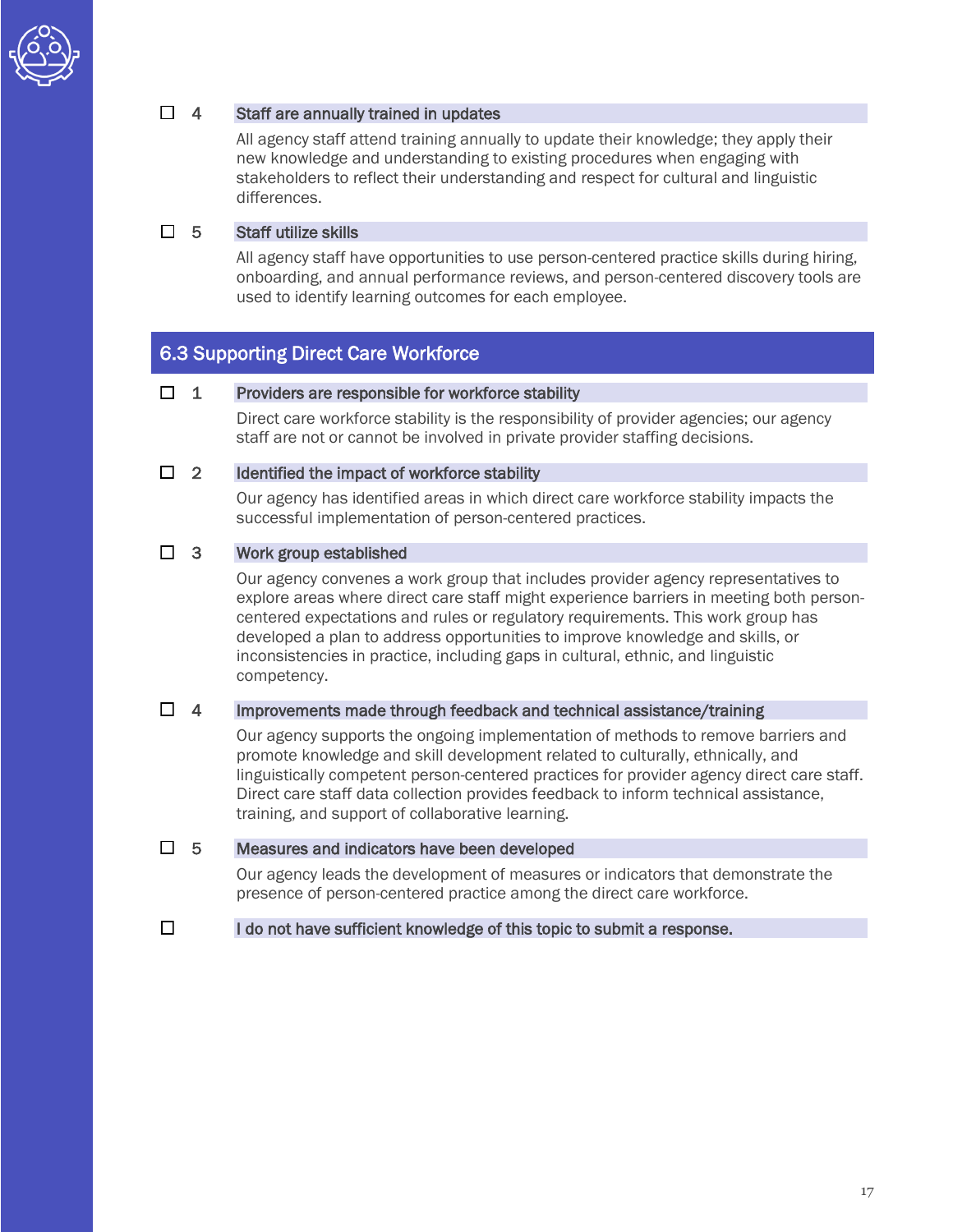☐ 4 **Staff are annually trained in updates**

All agency staff attend training annually to update their knowledge; they apply their new knowledge and understanding to existing procedures when engaging with stakeholders to reflect their understanding and respect for cultural and linguistic differences.

☐ 5 **Staff utilize skills**

All agency staff have opportunities to use person-centered practice skills during hiring, onboarding, and annual performance reviews, and person-centered discovery tools are used to identify learning outcomes for each employee.

## 6.3 Supporting Direct Care Workforce

☐ 1 **Providers are responsible for workforce stability**

Direct care workforce stability is the responsibility of provider agencies; our agency staff are not or cannot be involved in private provider staffing decisions.

☐ 2 **Identified the impact of workforce stability**

Our agency has identified areas in which direct care workforce stability impacts the successful implementation of person-centered practices.

☐ 3 **Work group established**

Our agency convenes a work group that includes provider agency representatives to explore areas where direct care staff might experience barriers in meeting both person-centered expectations and rules or regulatory requirements. This work group has developed a plan to address opportunities to improve knowledge and skills, or inconsistencies in practice, including gaps in cultural, ethnic, and linguistic competency.

☐ 4 **Improvements made through feedback and technical assistance/training**

Our agency supports the ongoing implementation of methods to remove barriers and promote knowledge and skill development related to culturally, ethnically, and linguistically competent person-centered practices for provider agency direct care staff. Direct care staff data collection provides feedback to inform technical assistance, training, and support of collaborative learning.

☐ 5 **Measures and indicators have been developed**

Our agency leads the development of measures or indicators that demonstrate the presence of person-centered practice among the direct care workforce.

☐ **I do not have sufficient knowledge of this topic to submit a response.**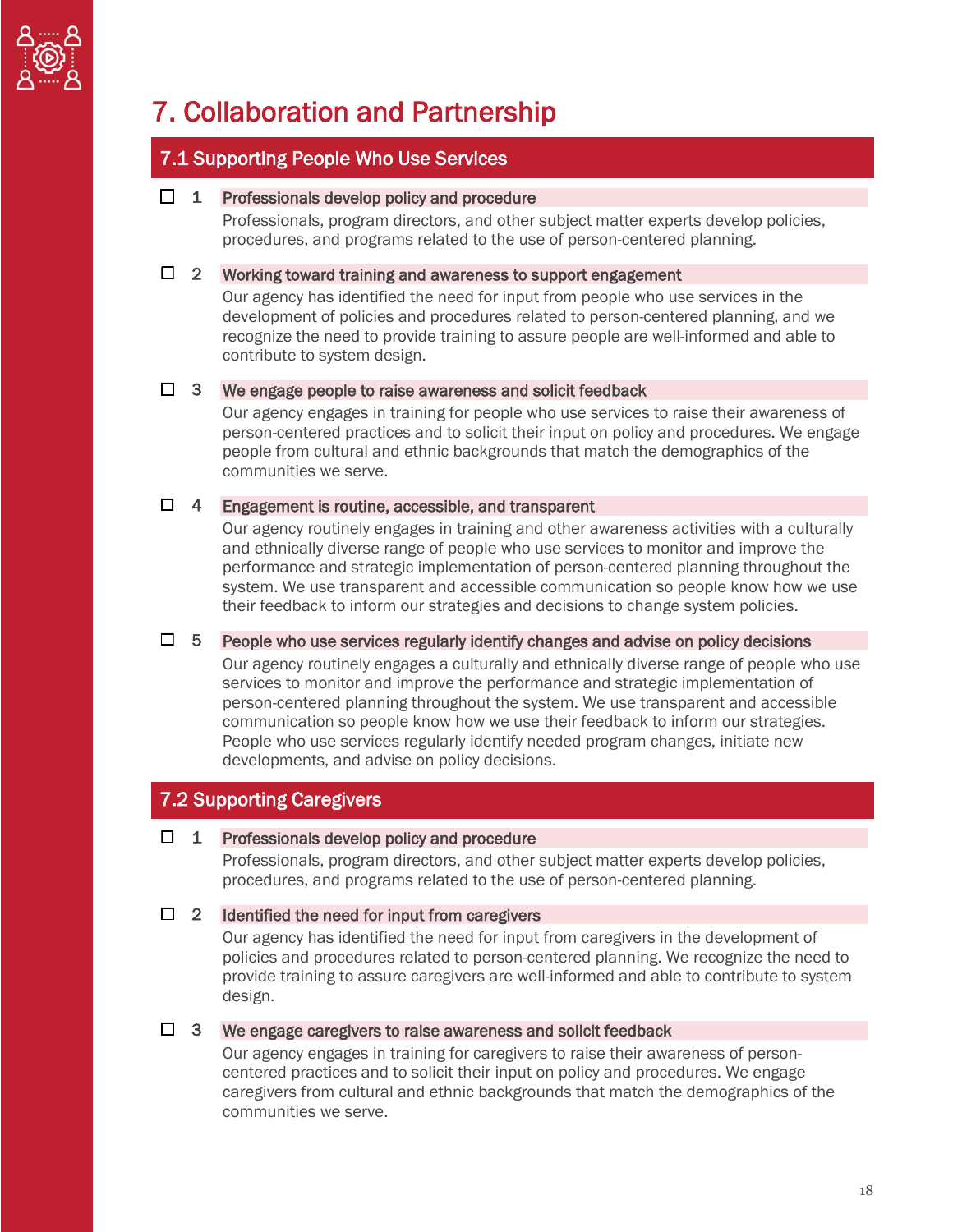# 7. Collaboration and Partnership

## 7.1 Supporting People Who Use Services

- ☐ **1 Professionals develop policy and procedure**
  Professionals, program directors, and other subject matter experts develop policies, procedures, and programs related to the use of person-centered planning.

- ☐ **2 Working toward training and awareness to support engagement**
  Our agency has identified the need for input from people who use services in the development of policies and procedures related to person-centered planning, and we recognize the need to provide training to assure people are well-informed and able to contribute to system design.

- ☐ **3 We engage people to raise awareness and solicit feedback**
  Our agency engages in training for people who use services to raise their awareness of person-centered practices and to solicit their input on policy and procedures. We engage people from cultural and ethnic backgrounds that match the demographics of the communities we serve.

- ☐ **4 Engagement is routine, accessible, and transparent**
  Our agency routinely engages in training and other awareness activities with a culturally and ethnically diverse range of people who use services to monitor and improve the performance and strategic implementation of person-centered planning throughout the system. We use transparent and accessible communication so people know how we use their feedback to inform our strategies and decisions to change system policies.

- ☐ **5 People who use services regularly identify changes and advise on policy decisions**
  Our agency routinely engages a culturally and ethnically diverse range of people who use services to monitor and improve the performance and strategic implementation of person-centered planning throughout the system. We use transparent and accessible communication so people know how we use their feedback to inform our strategies. People who use services regularly identify needed program changes, initiate new developments, and advise on policy decisions.

## 7.2 Supporting Caregivers

- ☐ **1 Professionals develop policy and procedure**
  Professionals, program directors, and other subject matter experts develop policies, procedures, and programs related to the use of person-centered planning.

- ☐ **2 Identified the need for input from caregivers**
  Our agency has identified the need for input from caregivers in the development of policies and procedures related to person-centered planning. We recognize the need to provide training to assure caregivers are well-informed and able to contribute to system design.

- ☐ **3 We engage caregivers to raise awareness and solicit feedback**
  Our agency engages in training for caregivers to raise their awareness of person-centered practices and to solicit their input on policy and procedures. We engage caregivers from cultural and ethnic backgrounds that match the demographics of the communities we serve.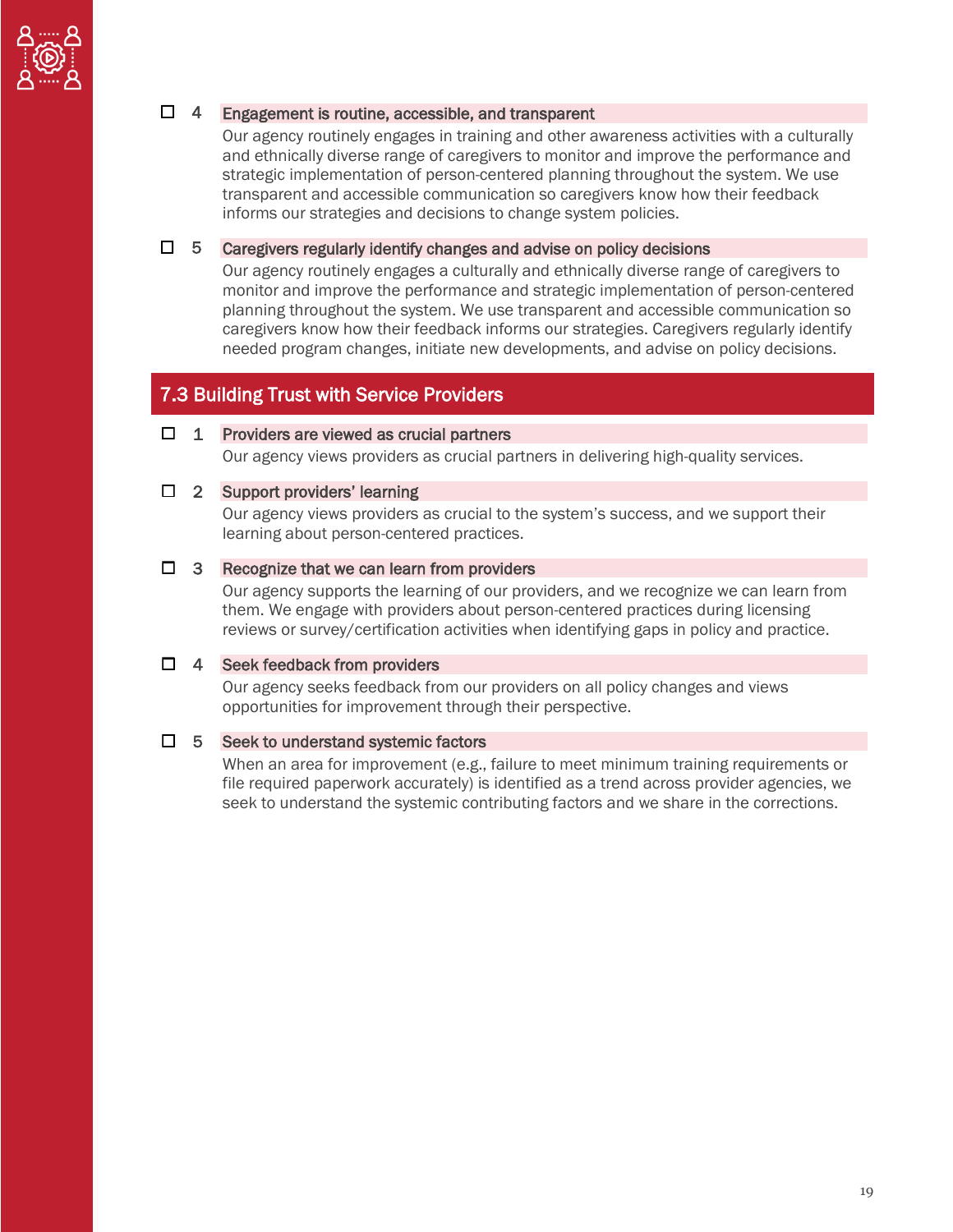☐ 4 **Engagement is routine, accessible, and transparent**

Our agency routinely engages in training and other awareness activities with a culturally and ethnically diverse range of caregivers to monitor and improve the performance and strategic implementation of person-centered planning throughout the system. We use transparent and accessible communication so caregivers know how their feedback informs our strategies and decisions to change system policies.

☐ 5 **Caregivers regularly identify changes and advise on policy decisions**

Our agency routinely engages a culturally and ethnically diverse range of caregivers to monitor and improve the performance and strategic implementation of person-centered planning throughout the system. We use transparent and accessible communication so caregivers know how their feedback informs our strategies. Caregivers regularly identify needed program changes, initiate new developments, and advise on policy decisions.

## 7.3 Building Trust with Service Providers

☐ 1 **Providers are viewed as crucial partners**

Our agency views providers as crucial partners in delivering high-quality services.

☐ 2 **Support providers' learning**

Our agency views providers as crucial to the system's success, and we support their learning about person-centered practices.

☐ 3 **Recognize that we can learn from providers**

Our agency supports the learning of our providers, and we recognize we can learn from them. We engage with providers about person-centered practices during licensing reviews or survey/certification activities when identifying gaps in policy and practice.

☐ 4 **Seek feedback from providers**

Our agency seeks feedback from our providers on all policy changes and views opportunities for improvement through their perspective.

☐ 5 **Seek to understand systemic factors**

When an area for improvement (e.g., failure to meet minimum training requirements or file required paperwork accurately) is identified as a trend across provider agencies, we seek to understand the systemic contributing factors and we share in the corrections.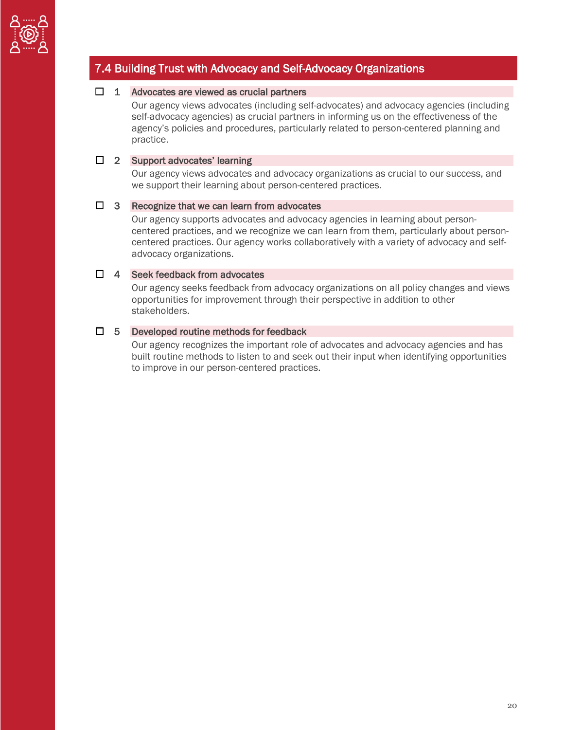## 7.4 Building Trust with Advocacy and Self-Advocacy Organizations

☐ 1 **Advocates are viewed as crucial partners**

Our agency views advocates (including self-advocates) and advocacy agencies (including self-advocacy agencies) as crucial partners in informing us on the effectiveness of the agency's policies and procedures, particularly related to person-centered planning and practice.

☐ 2 **Support advocates' learning**

Our agency views advocates and advocacy organizations as crucial to our success, and we support their learning about person-centered practices.

☐ 3 **Recognize that we can learn from advocates**

Our agency supports advocates and advocacy agencies in learning about person-centered practices, and we recognize we can learn from them, particularly about person-centered practices. Our agency works collaboratively with a variety of advocacy and self-advocacy organizations.

☐ 4 **Seek feedback from advocates**

Our agency seeks feedback from advocacy organizations on all policy changes and views opportunities for improvement through their perspective in addition to other stakeholders.

☐ 5 **Developed routine methods for feedback**

Our agency recognizes the important role of advocates and advocacy agencies and has built routine methods to listen to and seek out their input when identifying opportunities to improve in our person-centered practices.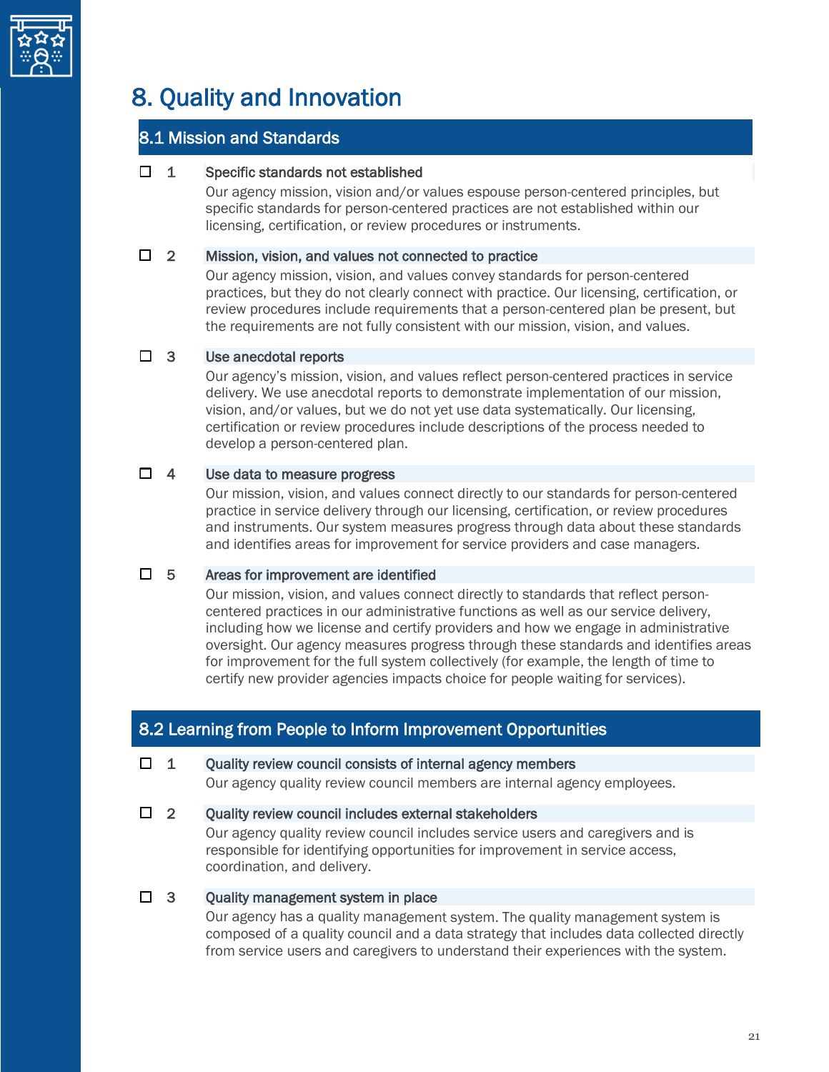# 8. Quality and Innovation

## 8.1 Mission and Standards

☐ 1 **Specific standards not established**

Our agency mission, vision and/or values espouse person-centered principles, but specific standards for person-centered practices are not established within our licensing, certification, or review procedures or instruments.

☐ 2 **Mission, vision, and values not connected to practice**

Our agency mission, vision, and values convey standards for person-centered practices, but they do not clearly connect with practice. Our licensing, certification, or review procedures include requirements that a person-centered plan be present, but the requirements are not fully consistent with our mission, vision, and values.

☐ 3 **Use anecdotal reports**

Our agency's mission, vision, and values reflect person-centered practices in service delivery. We use anecdotal reports to demonstrate implementation of our mission, vision, and/or values, but we do not yet use data systematically. Our licensing, certification or review procedures include descriptions of the process needed to develop a person-centered plan.

☐ 4 **Use data to measure progress**

Our mission, vision, and values connect directly to our standards for person-centered practice in service delivery through our licensing, certification, or review procedures and instruments. Our system measures progress through data about these standards and identifies areas for improvement for service providers and case managers.

☐ 5 **Areas for improvement are identified**

Our mission, vision, and values connect directly to standards that reflect person-centered practices in our administrative functions as well as our service delivery, including how we license and certify providers and how we engage in administrative oversight. Our agency measures progress through these standards and identifies areas for improvement for the full system collectively (for example, the length of time to certify new provider agencies impacts choice for people waiting for services).

## 8.2 Learning from People to Inform Improvement Opportunities

☐ 1 **Quality review council consists of internal agency members**

Our agency quality review council members are internal agency employees.

☐ 2 **Quality review council includes external stakeholders**

Our agency quality review council includes service users and caregivers and is responsible for identifying opportunities for improvement in service access, coordination, and delivery.

☐ 3 **Quality management system in place**

Our agency has a quality management system. The quality management system is composed of a quality council and a data strategy that includes data collected directly from service users and caregivers to understand their experiences with the system.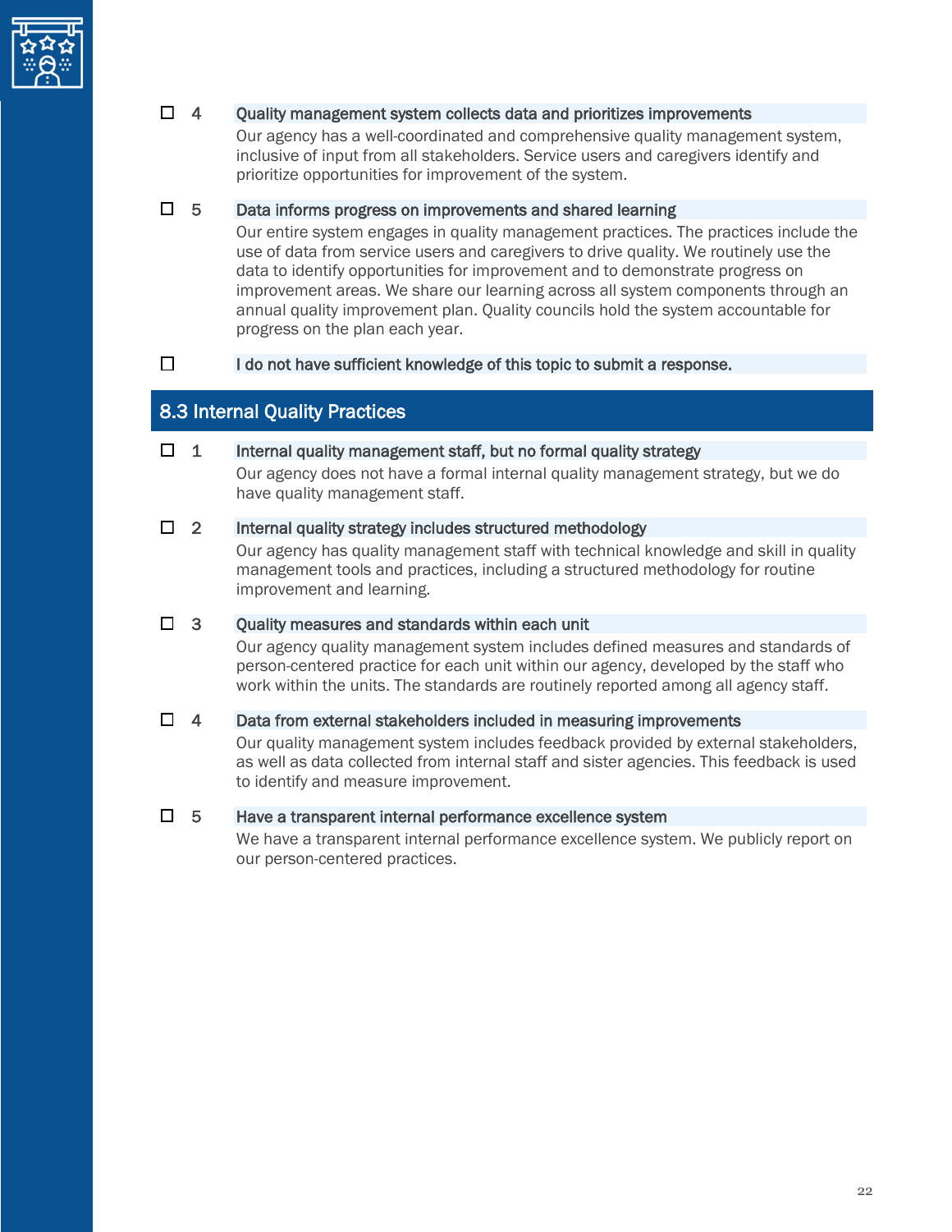- ☐ 4 **Quality management system collects data and prioritizes improvements**
  Our agency has a well-coordinated and comprehensive quality management system, inclusive of input from all stakeholders. Service users and caregivers identify and prioritize opportunities for improvement of the system.

- ☐ 5 **Data informs progress on improvements and shared learning**
  Our entire system engages in quality management practices. The practices include the use of data from service users and caregivers to drive quality. We routinely use the data to identify opportunities for improvement and to demonstrate progress on improvement areas. We share our learning across all system components through an annual quality improvement plan. Quality councils hold the system accountable for progress on the plan each year.

- ☐ **I do not have sufficient knowledge of this topic to submit a response.**

## 8.3 Internal Quality Practices

- ☐ 1 **Internal quality management staff, but no formal quality strategy**
  Our agency does not have a formal internal quality management strategy, but we do have quality management staff.

- ☐ 2 **Internal quality strategy includes structured methodology**
  Our agency has quality management staff with technical knowledge and skill in quality management tools and practices, including a structured methodology for routine improvement and learning.

- ☐ 3 **Quality measures and standards within each unit**
  Our agency quality management system includes defined measures and standards of person-centered practice for each unit within our agency, developed by the staff who work within the units. The standards are routinely reported among all agency staff.

- ☐ 4 **Data from external stakeholders included in measuring improvements**
  Our quality management system includes feedback provided by external stakeholders, as well as data collected from internal staff and sister agencies. This feedback is used to identify and measure improvement.

- ☐ 5 **Have a transparent internal performance excellence system**
  We have a transparent internal performance excellence system. We publicly report on our person-centered practices.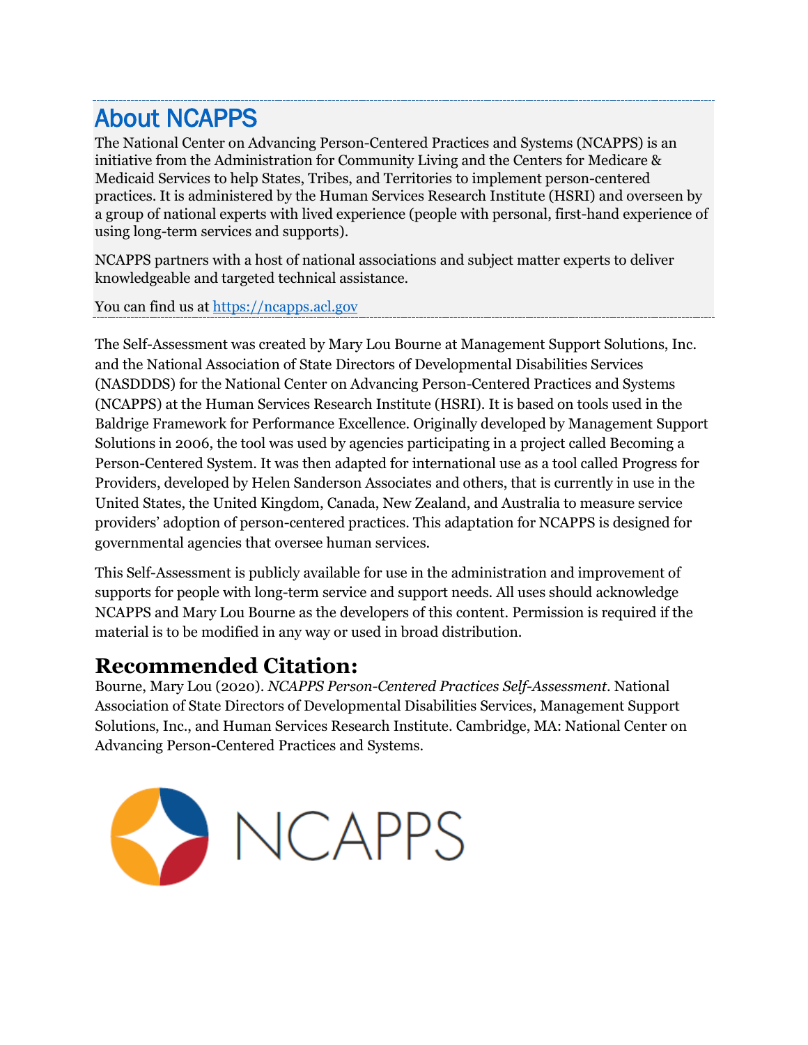## About NCAPPS

The National Center on Advancing Person-Centered Practices and Systems (NCAPPS) is an initiative from the Administration for Community Living and the Centers for Medicare & Medicaid Services to help States, Tribes, and Territories to implement person-centered practices. It is administered by the Human Services Research Institute (HSRI) and overseen by a group of national experts with lived experience (people with personal, first-hand experience of using long-term services and supports).

NCAPPS partners with a host of national associations and subject matter experts to deliver knowledgeable and targeted technical assistance.

You can find us at https://ncapps.acl.gov

The Self-Assessment was created by Mary Lou Bourne at Management Support Solutions, Inc. and the National Association of State Directors of Developmental Disabilities Services (NASDDDS) for the National Center on Advancing Person-Centered Practices and Systems (NCAPPS) at the Human Services Research Institute (HSRI). It is based on tools used in the Baldrige Framework for Performance Excellence. Originally developed by Management Support Solutions in 2006, the tool was used by agencies participating in a project called Becoming a Person-Centered System. It was then adapted for international use as a tool called Progress for Providers, developed by Helen Sanderson Associates and others, that is currently in use in the United States, the United Kingdom, Canada, New Zealand, and Australia to measure service providers' adoption of person-centered practices. This adaptation for NCAPPS is designed for governmental agencies that oversee human services.

This Self-Assessment is publicly available for use in the administration and improvement of supports for people with long-term service and support needs. All uses should acknowledge NCAPPS and Mary Lou Bourne as the developers of this content. Permission is required if the material is to be modified in any way or used in broad distribution.

## Recommended Citation:

Bourne, Mary Lou (2020). *NCAPPS Person-Centered Practices Self-Assessment*. National Association of State Directors of Developmental Disabilities Services, Management Support Solutions, Inc., and Human Services Research Institute. Cambridge, MA: National Center on Advancing Person-Centered Practices and Systems.

NCAPPS